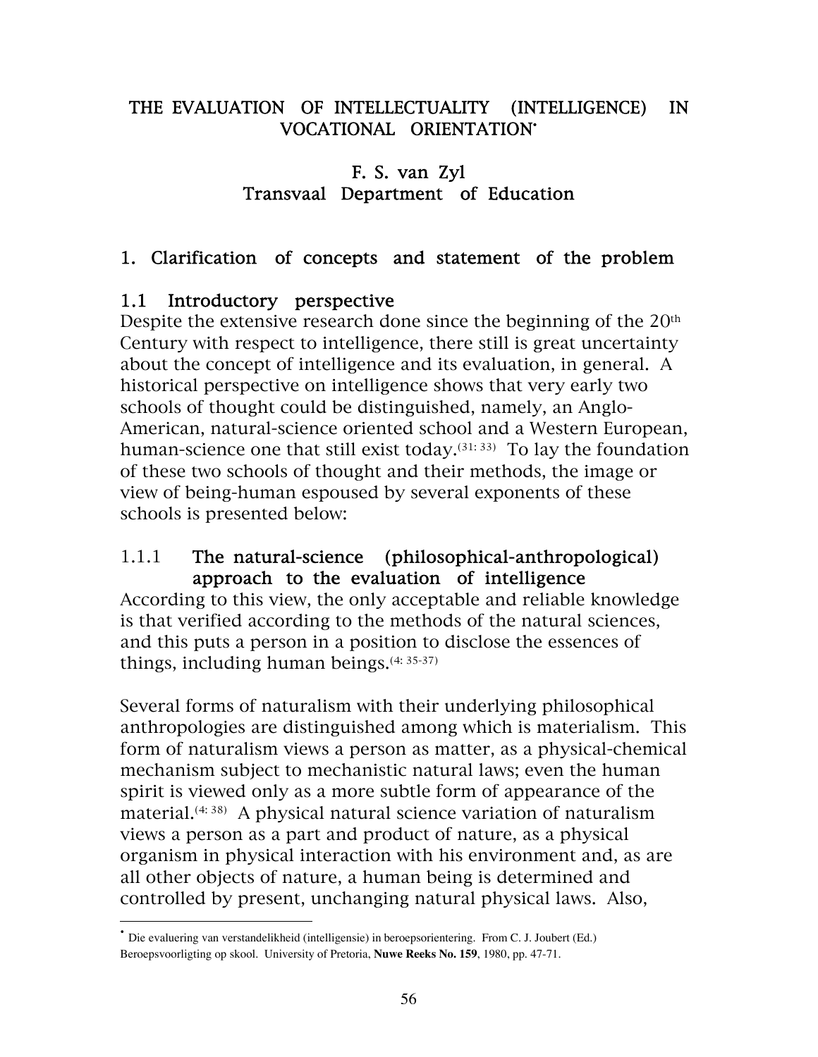# THE EVALUATION OF INTELLECTUALITY (INTELLIGENCE) IN VOCATIONAL ORIENTATION*

**F. S. van Zyl**
**Transvaal Department of Education**

## 1. Clarification of concepts and statement of the problem

### 1.1 Introductory perspective

Despite the extensive research done since the beginning of the 20th Century with respect to intelligence, there still is great uncertainty about the concept of intelligence and its evaluation, in general. A historical perspective on intelligence shows that very early two schools of thought could be distinguished, namely, an Anglo-American, natural-science oriented school and a Western European, human-science one that still exist today.[31: 33] To lay the foundation of these two schools of thought and their methods, the image or view of being-human espoused by several exponents of these schools is presented below:

#### 1.1.1 The natural-science (philosophical-anthropological) approach to the evaluation of intelligence

According to this view, the only acceptable and reliable knowledge is that verified according to the methods of the natural sciences, and this puts a person in a position to disclose the essences of things, including human beings.[4: 35-37]

Several forms of naturalism with their underlying philosophical anthropologies are distinguished among which is materialism. This form of naturalism views a person as matter, as a physical-chemical mechanism subject to mechanistic natural laws; even the human spirit is viewed only as a more subtle form of appearance of the material.[4: 38] A physical natural science variation of naturalism views a person as a part and product of nature, as a physical organism in physical interaction with his environment and, as are all other objects of nature, a human being is determined and controlled by present, unchanging natural physical laws. Also,

---

\* Die evaluering van verstandelikheid (intelligensie) in beroepsorientering. From C. J. Joubert (Ed.) Beroepsvoorligting op skool. University of Pretoria, **Nuwe Reeks No. 159**, 1980, pp. 47-71.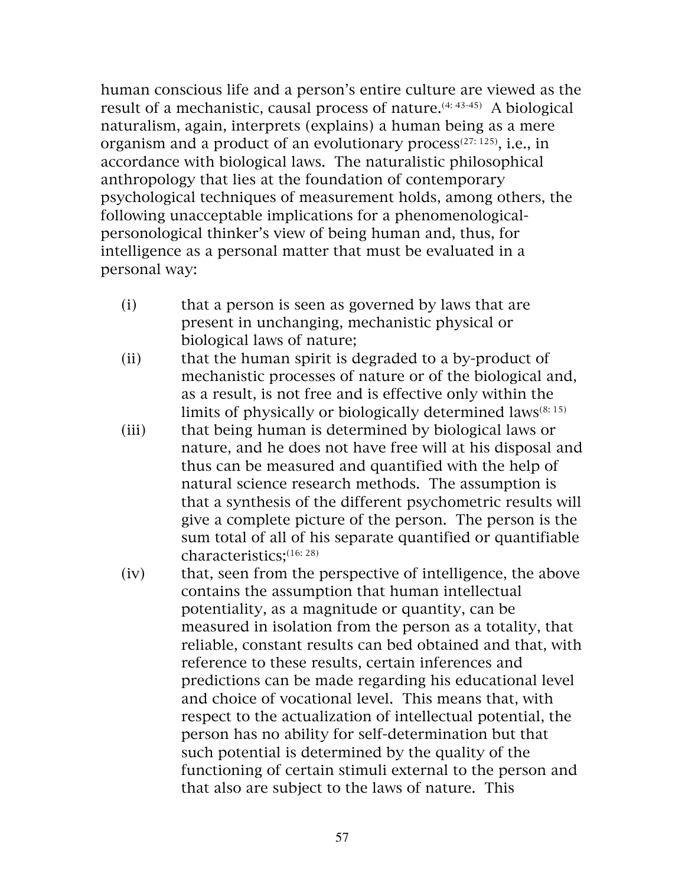human conscious life and a person's entire culture are viewed as the result of a mechanistic, causal process of nature.[4: 43-45] A biological naturalism, again, interprets (explains) a human being as a mere organism and a product of an evolutionary process[27: 125], i.e., in accordance with biological laws. The naturalistic philosophical anthropology that lies at the foundation of contemporary psychological techniques of measurement holds, among others, the following unacceptable implications for a phenomenological-personological thinker's view of being human and, thus, for intelligence as a personal matter that must be evaluated in a personal way:

(i) that a person is seen as governed by laws that are present in unchanging, mechanistic physical or biological laws of nature;

(ii) that the human spirit is degraded to a by-product of mechanistic processes of nature or of the biological and, as a result, is not free and is effective only within the limits of physically or biologically determined laws[8: 15]

(iii) that being human is determined by biological laws or nature, and he does not have free will at his disposal and thus can be measured and quantified with the help of natural science research methods. The assumption is that a synthesis of the different psychometric results will give a complete picture of the person. The person is the sum total of all of his separate quantified or quantifiable characteristics;[16: 28]

(iv) that, seen from the perspective of intelligence, the above contains the assumption that human intellectual potentiality, as a magnitude or quantity, can be measured in isolation from the person as a totality, that reliable, constant results can bed obtained and that, with reference to these results, certain inferences and predictions can be made regarding his educational level and choice of vocational level. This means that, with respect to the actualization of intellectual potential, the person has no ability for self-determination but that such potential is determined by the quality of the functioning of certain stimuli external to the person and that also are subject to the laws of nature. This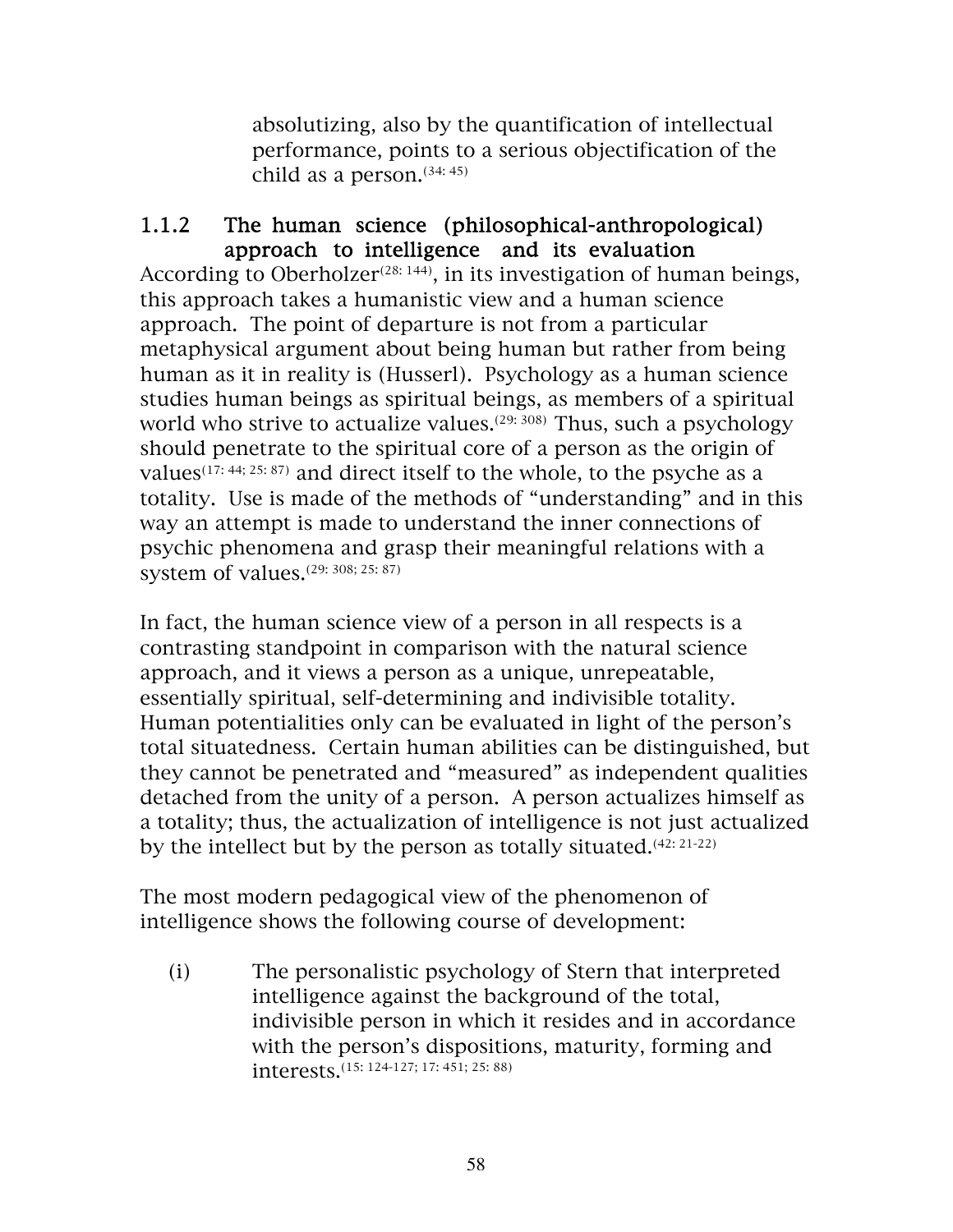absolutizing, also by the quantification of intellectual performance, points to a serious objectification of the child as a person.[34: 45]

### 1.1.2 The human science (philosophical-anthropological) approach to intelligence and its evaluation

According to Oberholzer[28: 144], in its investigation of human beings, this approach takes a humanistic view and a human science approach. The point of departure is not from a particular metaphysical argument about being human but rather from being human as it in reality is (Husserl). Psychology as a human science studies human beings as spiritual beings, as members of a spiritual world who strive to actualize values.[29: 308] Thus, such a psychology should penetrate to the spiritual core of a person as the origin of values[17: 44; 25: 87] and direct itself to the whole, to the psyche as a totality. Use is made of the methods of "understanding" and in this way an attempt is made to understand the inner connections of psychic phenomena and grasp their meaningful relations with a system of values.[29: 308; 25: 87]

In fact, the human science view of a person in all respects is a contrasting standpoint in comparison with the natural science approach, and it views a person as a unique, unrepeatable, essentially spiritual, self-determining and indivisible totality. Human potentialities only can be evaluated in light of the person's total situatedness. Certain human abilities can be distinguished, but they cannot be penetrated and "measured" as independent qualities detached from the unity of a person. A person actualizes himself as a totality; thus, the actualization of intelligence is not just actualized by the intellect but by the person as totally situated.[42: 21-22]

The most modern pedagogical view of the phenomenon of intelligence shows the following course of development:

(i) The personalistic psychology of Stern that interpreted intelligence against the background of the total, indivisible person in which it resides and in accordance with the person's dispositions, maturity, forming and interests.[15: 124-127; 17: 451; 25: 88]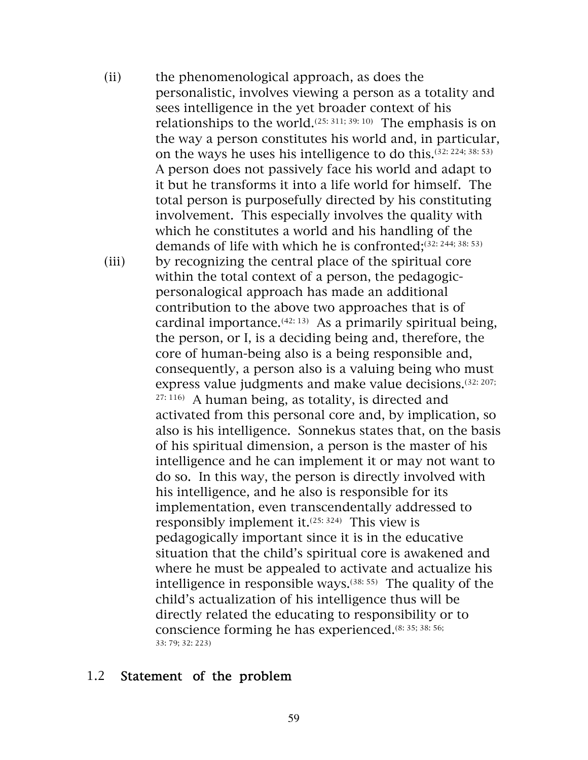(ii) the phenomenological approach, as does the personalistic, involves viewing a person as a totality and sees intelligence in the yet broader context of his relationships to the world.[25: 311; 39: 10] The emphasis is on the way a person constitutes his world and, in particular, on the ways he uses his intelligence to do this.[32: 224; 38: 53] A person does not passively face his world and adapt to it but he transforms it into a life world for himself. The total person is purposefully directed by his constituting involvement. This especially involves the quality with which he constitutes a world and his handling of the demands of life with which he is confronted;[32: 244; 38: 53]

(iii) by recognizing the central place of the spiritual core within the total context of a person, the pedagogic-personalogical approach has made an additional contribution to the above two approaches that is of cardinal importance.[42: 13] As a primarily spiritual being, the person, or I, is a deciding being and, therefore, the core of human-being also is a being responsible and, consequently, a person also is a valuing being who must express value judgments and make value decisions.[32: 207; 27: 116] A human being, as totality, is directed and activated from this personal core and, by implication, so also is his intelligence. Sonnekus states that, on the basis of his spiritual dimension, a person is the master of his intelligence and he can implement it or may not want to do so. In this way, the person is directly involved with his intelligence, and he also is responsible for its implementation, even transcendentally addressed to responsibly implement it.[25: 324] This view is pedagogically important since it is in the educative situation that the child's spiritual core is awakened and where he must be appealed to activate and actualize his intelligence in responsible ways.[38: 55] The quality of the child's actualization of his intelligence thus will be directly related the educating to responsibility or to conscience forming he has experienced.[8: 35; 38: 56; 33: 79; 32: 223]

## 1.2 Statement of the problem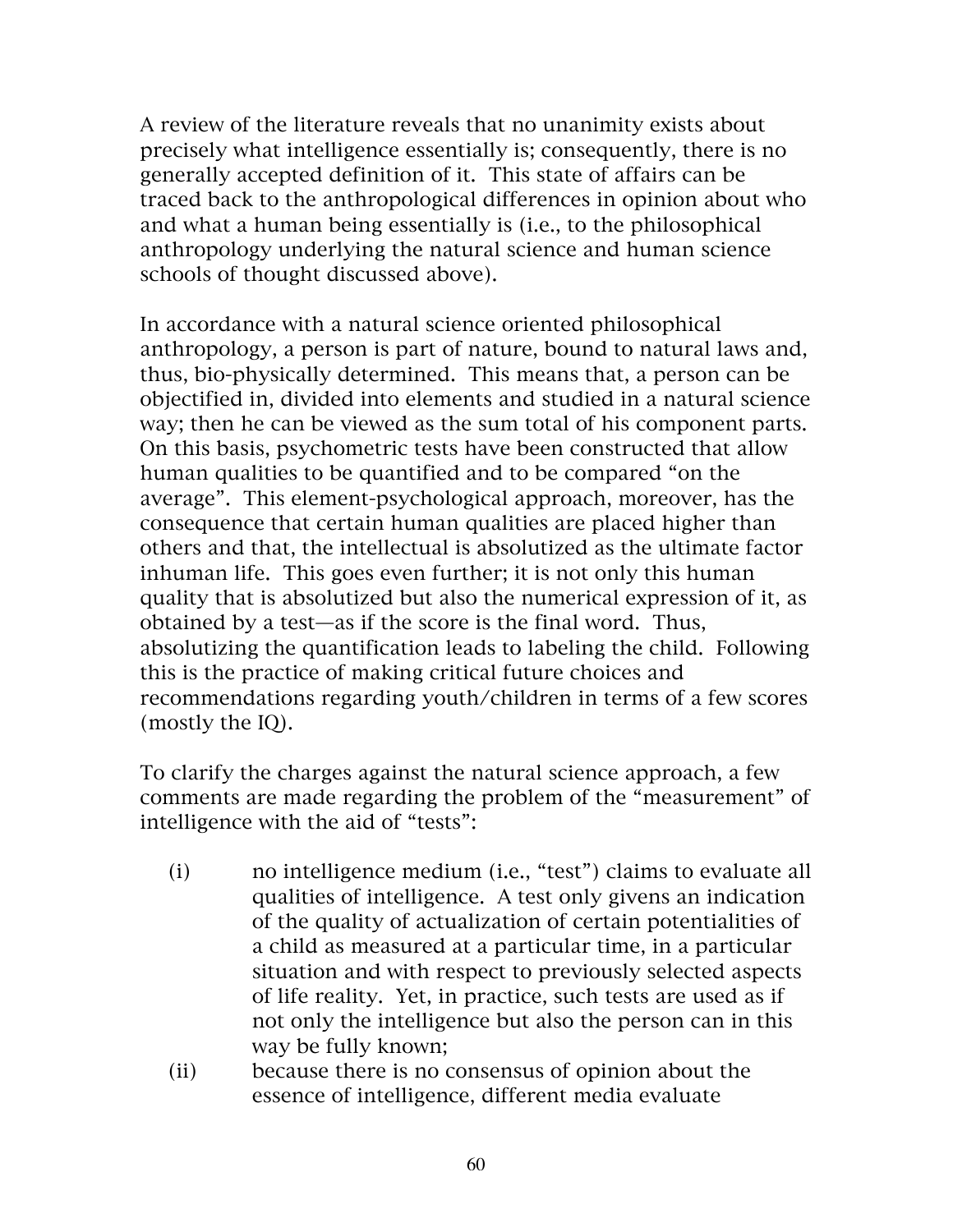A review of the literature reveals that no unanimity exists about precisely what intelligence essentially is; consequently, there is no generally accepted definition of it. This state of affairs can be traced back to the anthropological differences in opinion about who and what a human being essentially is (i.e., to the philosophical anthropology underlying the natural science and human science schools of thought discussed above).

In accordance with a natural science oriented philosophical anthropology, a person is part of nature, bound to natural laws and, thus, bio-physically determined. This means that, a person can be objectified in, divided into elements and studied in a natural science way; then he can be viewed as the sum total of his component parts. On this basis, psychometric tests have been constructed that allow human qualities to be quantified and to be compared "on the average". This element-psychological approach, moreover, has the consequence that certain human qualities are placed higher than others and that, the intellectual is absolutized as the ultimate factor inhuman life. This goes even further; it is not only this human quality that is absolutized but also the numerical expression of it, as obtained by a test—as if the score is the final word. Thus, absolutizing the quantification leads to labeling the child. Following this is the practice of making critical future choices and recommendations regarding youth/children in terms of a few scores (mostly the IQ).

To clarify the charges against the natural science approach, a few comments are made regarding the problem of the "measurement" of intelligence with the aid of "tests":

(i) no intelligence medium (i.e., "test") claims to evaluate all qualities of intelligence. A test only givens an indication of the quality of actualization of certain potentialities of a child as measured at a particular time, in a particular situation and with respect to previously selected aspects of life reality. Yet, in practice, such tests are used as if not only the intelligence but also the person can in this way be fully known;

(ii) because there is no consensus of opinion about the essence of intelligence, different media evaluate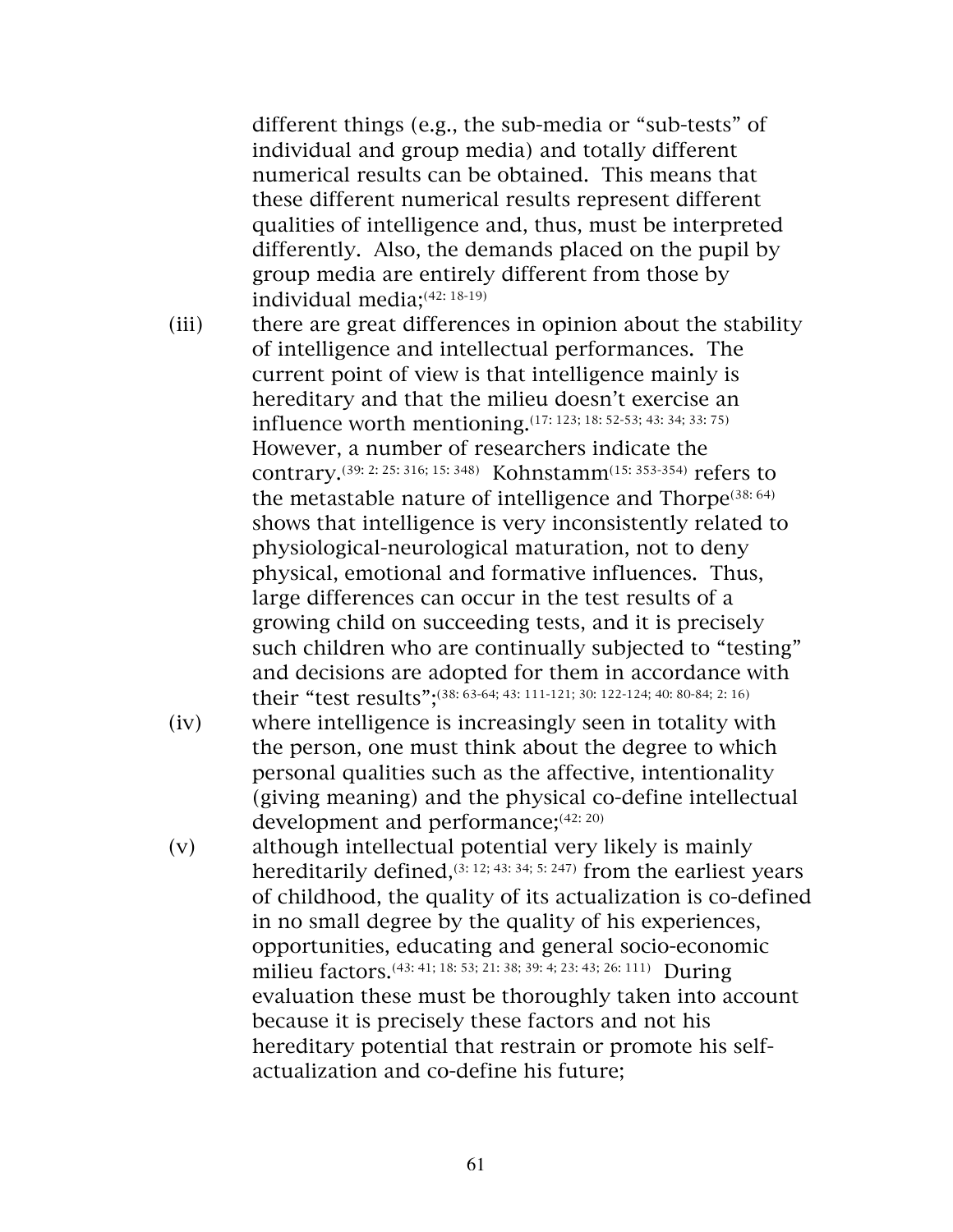different things (e.g., the sub-media or "sub-tests" of individual and group media) and totally different numerical results can be obtained. This means that these different numerical results represent different qualities of intelligence and, thus, must be interpreted differently. Also, the demands placed on the pupil by group media are entirely different from those by individual media;[42: 18-19]

(iii) there are great differences in opinion about the stability of intelligence and intellectual performances. The current point of view is that intelligence mainly is hereditary and that the milieu doesn't exercise an influence worth mentioning.[17: 123; 18: 52-53; 43: 34; 33: 75] However, a number of researchers indicate the contrary.[39: 2: 25: 316; 15: 348] Kohnstamm[15: 353-354] refers to the metastable nature of intelligence and Thorpe[38: 64] shows that intelligence is very inconsistently related to physiological-neurological maturation, not to deny physical, emotional and formative influences. Thus, large differences can occur in the test results of a growing child on succeeding tests, and it is precisely such children who are continually subjected to "testing" and decisions are adopted for them in accordance with their "test results";[38: 63-64; 43: 111-121; 30: 122-124; 40: 80-84; 2: 16]

(iv) where intelligence is increasingly seen in totality with the person, one must think about the degree to which personal qualities such as the affective, intentionality (giving meaning) and the physical co-define intellectual development and performance;[42: 20]

(v) although intellectual potential very likely is mainly hereditarily defined,[3: 12; 43: 34; 5: 247] from the earliest years of childhood, the quality of its actualization is co-defined in no small degree by the quality of his experiences, opportunities, educating and general socio-economic milieu factors.[43: 41; 18: 53; 21: 38; 39: 4; 23: 43; 26: 111] During evaluation these must be thoroughly taken into account because it is precisely these factors and not his hereditary potential that restrain or promote his self-actualization and co-define his future;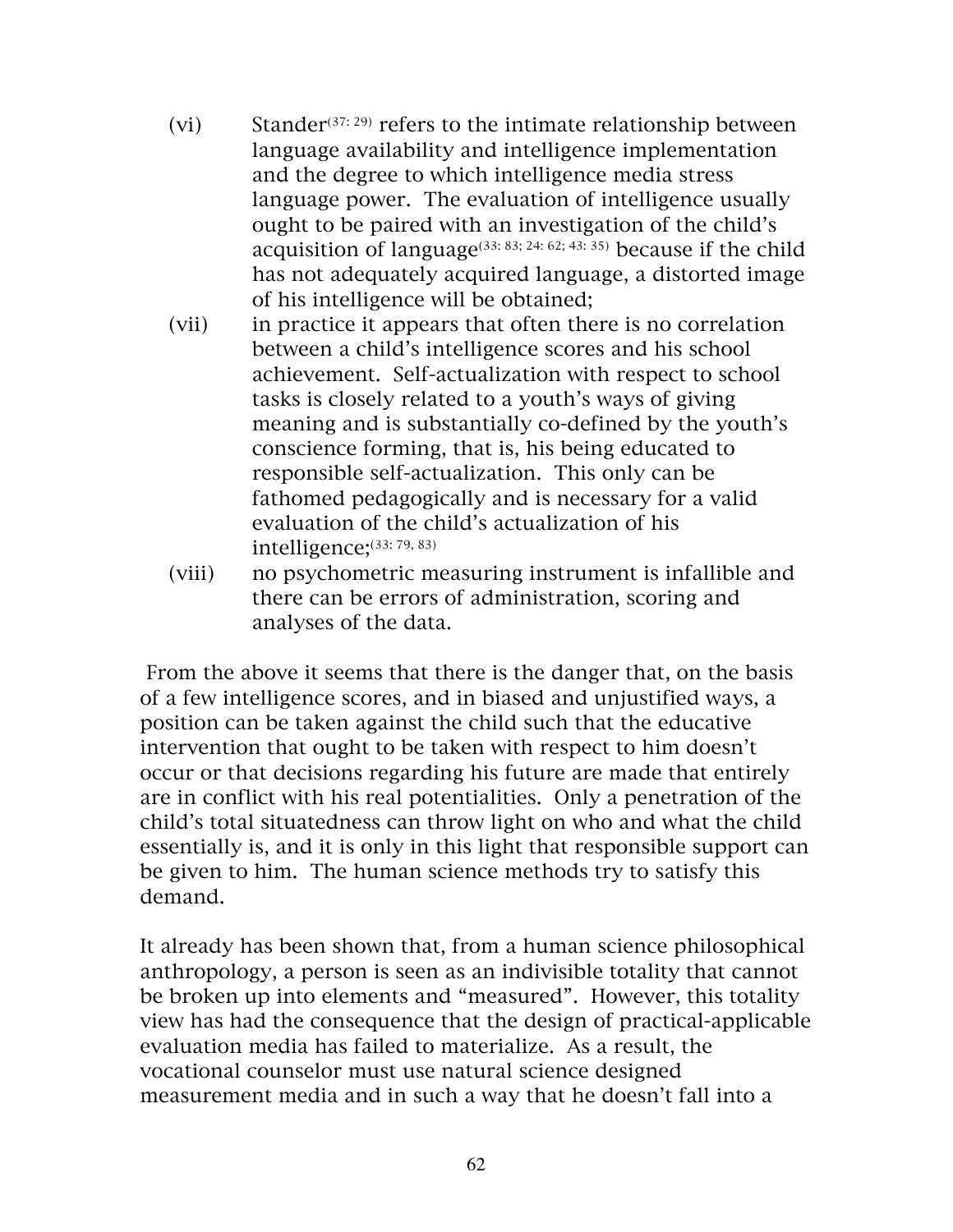(vi) Stander[37: 29] refers to the intimate relationship between language availability and intelligence implementation and the degree to which intelligence media stress language power. The evaluation of intelligence usually ought to be paired with an investigation of the child's acquisition of language[33: 83; 24: 62; 43: 35] because if the child has not adequately acquired language, a distorted image of his intelligence will be obtained;

(vii) in practice it appears that often there is no correlation between a child's intelligence scores and his school achievement. Self-actualization with respect to school tasks is closely related to a youth's ways of giving meaning and is substantially co-defined by the youth's conscience forming, that is, his being educated to responsible self-actualization. This only can be fathomed pedagogically and is necessary for a valid evaluation of the child's actualization of his intelligence;[33: 79, 83]

(viii) no psychometric measuring instrument is infallible and there can be errors of administration, scoring and analyses of the data.

From the above it seems that there is the danger that, on the basis of a few intelligence scores, and in biased and unjustified ways, a position can be taken against the child such that the educative intervention that ought to be taken with respect to him doesn't occur or that decisions regarding his future are made that entirely are in conflict with his real potentialities. Only a penetration of the child's total situatedness can throw light on who and what the child essentially is, and it is only in this light that responsible support can be given to him. The human science methods try to satisfy this demand.

It already has been shown that, from a human science philosophical anthropology, a person is seen as an indivisible totality that cannot be broken up into elements and "measured". However, this totality view has had the consequence that the design of practical-applicable evaluation media has failed to materialize. As a result, the vocational counselor must use natural science designed measurement media and in such a way that he doesn't fall into a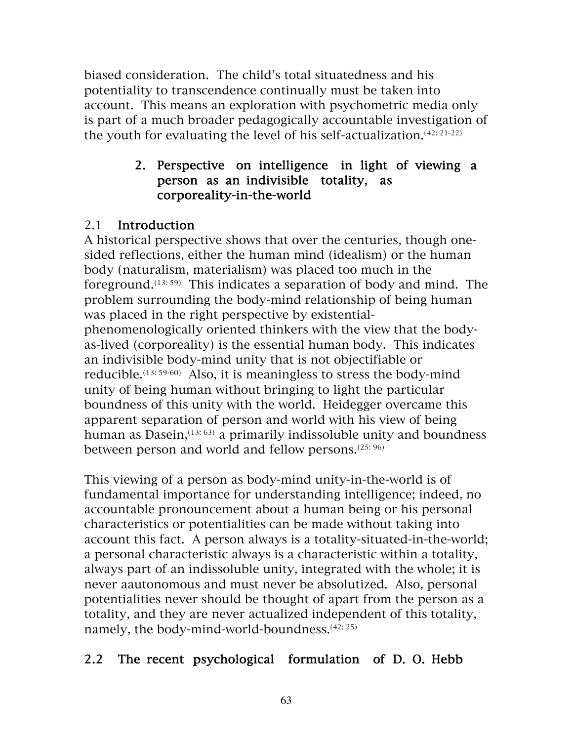biased consideration. The child's total situatedness and his potentiality to transcendence continually must be taken into account. This means an exploration with psychometric media only is part of a much broader pedagogically accountable investigation of the youth for evaluating the level of his self-actualization.[42: 21-22]

## 2. Perspective on intelligence in light of viewing a person as an indivisible totality, as corporeality-in-the-world

### 2.1 Introduction

A historical perspective shows that over the centuries, though one-sided reflections, either the human mind (idealism) or the human body (naturalism, materialism) was placed too much in the foreground.[13: 59] This indicates a separation of body and mind. The problem surrounding the body-mind relationship of being human was placed in the right perspective by existential-phenomenologically oriented thinkers with the view that the body-as-lived (corporeality) is the essential human body. This indicates an indivisible body-mind unity that is not objectifiable or reducible.[13: 59-60] Also, it is meaningless to stress the body-mind unity of being human without bringing to light the particular boundness of this unity with the world. Heidegger overcame this apparent separation of person and world with his view of being human as Dasein,[13: 63] a primarily indissoluble unity and boundness between person and world and fellow persons.[25: 96]

This viewing of a person as body-mind unity-in-the-world is of fundamental importance for understanding intelligence; indeed, no accountable pronouncement about a human being or his personal characteristics or potentialities can be made without taking into account this fact. A person always is a totality-situated-in-the-world; a personal characteristic always is a characteristic within a totality, always part of an indissoluble unity, integrated with the whole; it is never aautonomous and must never be absolutized. Also, personal potentialities never should be thought of apart from the person as a totality, and they are never actualized independent of this totality, namely, the body-mind-world-boundness.[42: 25]

### 2.2 The recent psychological formulation of D. O. Hebb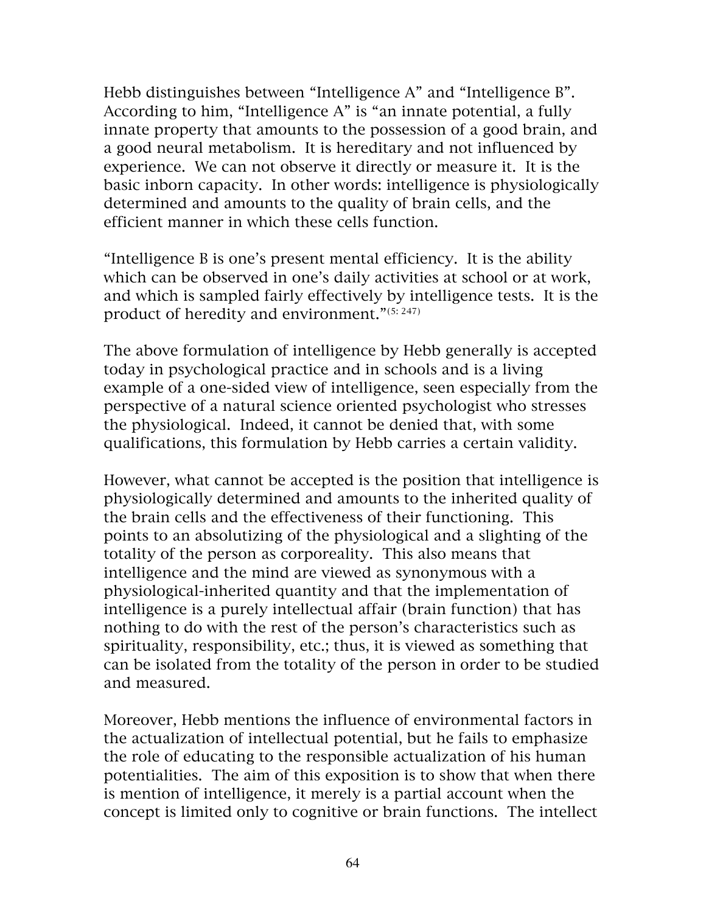Hebb distinguishes between “Intelligence A” and “Intelligence B”. According to him, “Intelligence A” is “an innate potential, a fully innate property that amounts to the possession of a good brain, and a good neural metabolism. It is hereditary and not influenced by experience. We can not observe it directly or measure it. It is the basic inborn capacity. In other words: intelligence is physiologically determined and amounts to the quality of brain cells, and the efficient manner in which these cells function.

“Intelligence B is one’s present mental efficiency. It is the ability which can be observed in one’s daily activities at school or at work, and which is sampled fairly effectively by intelligence tests. It is the product of heredity and environment.”[5: 247]

The above formulation of intelligence by Hebb generally is accepted today in psychological practice and in schools and is a living example of a one-sided view of intelligence, seen especially from the perspective of a natural science oriented psychologist who stresses the physiological. Indeed, it cannot be denied that, with some qualifications, this formulation by Hebb carries a certain validity.

However, what cannot be accepted is the position that intelligence is physiologically determined and amounts to the inherited quality of the brain cells and the effectiveness of their functioning. This points to an absolutizing of the physiological and a slighting of the totality of the person as corporeality. This also means that intelligence and the mind are viewed as synonymous with a physiological-inherited quantity and that the implementation of intelligence is a purely intellectual affair (brain function) that has nothing to do with the rest of the person’s characteristics such as spirituality, responsibility, etc.; thus, it is viewed as something that can be isolated from the totality of the person in order to be studied and measured.

Moreover, Hebb mentions the influence of environmental factors in the actualization of intellectual potential, but he fails to emphasize the role of educating to the responsible actualization of his human potentialities. The aim of this exposition is to show that when there is mention of intelligence, it merely is a partial account when the concept is limited only to cognitive or brain functions. The intellect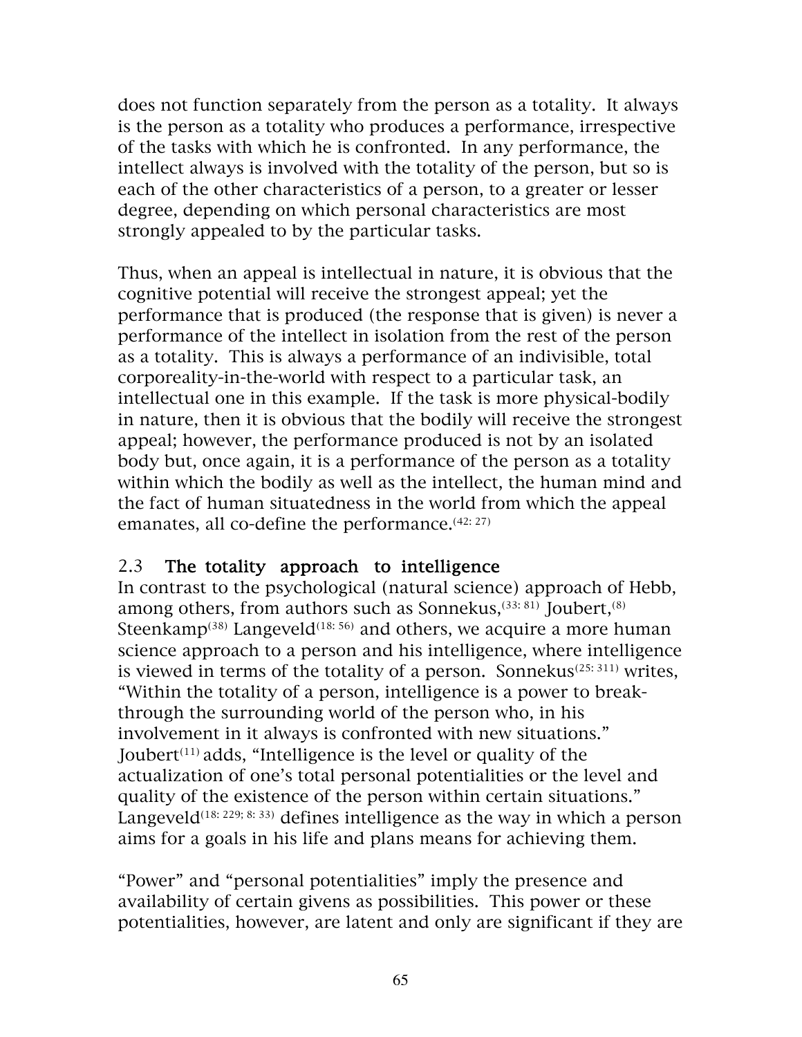does not function separately from the person as a totality. It always is the person as a totality who produces a performance, irrespective of the tasks with which he is confronted. In any performance, the intellect always is involved with the totality of the person, but so is each of the other characteristics of a person, to a greater or lesser degree, depending on which personal characteristics are most strongly appealed to by the particular tasks.

Thus, when an appeal is intellectual in nature, it is obvious that the cognitive potential will receive the strongest appeal; yet the performance that is produced (the response that is given) is never a performance of the intellect in isolation from the rest of the person as a totality. This is always a performance of an indivisible, total corporeality-in-the-world with respect to a particular task, an intellectual one in this example. If the task is more physical-bodily in nature, then it is obvious that the bodily will receive the strongest appeal; however, the performance produced is not by an isolated body but, once again, it is a performance of the person as a totality within which the bodily as well as the intellect, the human mind and the fact of human situatedness in the world from which the appeal emanates, all co-define the performance.[42: 27]

## 2.3 The totality approach to intelligence

In contrast to the psychological (natural science) approach of Hebb, among others, from authors such as Sonnekus,[33: 81] Joubert,[8] Steenkamp[38] Langeveld[18: 56] and others, we acquire a more human science approach to a person and his intelligence, where intelligence is viewed in terms of the totality of a person. Sonnekus[25: 311] writes, "Within the totality of a person, intelligence is a power to break-through the surrounding world of the person who, in his involvement in it always is confronted with new situations." Joubert[11] adds, "Intelligence is the level or quality of the actualization of one's total personal potentialities or the level and quality of the existence of the person within certain situations." Langeveld[18: 229; 8: 33] defines intelligence as the way in which a person aims for a goals in his life and plans means for achieving them.

"Power" and "personal potentialities" imply the presence and availability of certain givens as possibilities. This power or these potentialities, however, are latent and only are significant if they are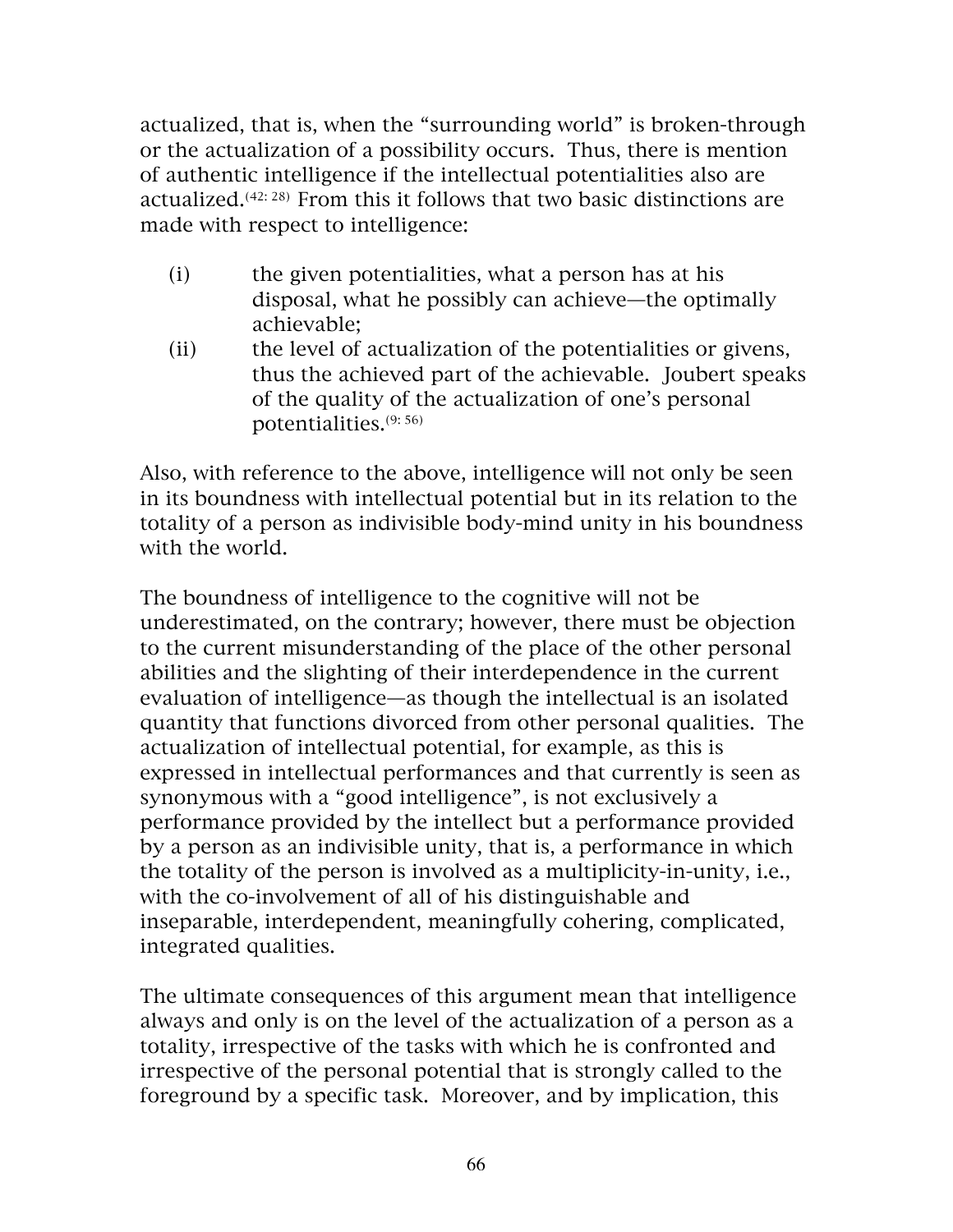actualized, that is, when the "surrounding world" is broken-through or the actualization of a possibility occurs. Thus, there is mention of authentic intelligence if the intellectual potentialities also are actualized.[42: 28] From this it follows that two basic distinctions are made with respect to intelligence:

(i) the given potentialities, what a person has at his disposal, what he possibly can achieve—the optimally achievable;

(ii) the level of actualization of the potentialities or givens, thus the achieved part of the achievable. Joubert speaks of the quality of the actualization of one's personal potentialities.[9: 56]

Also, with reference to the above, intelligence will not only be seen in its boundness with intellectual potential but in its relation to the totality of a person as indivisible body-mind unity in his boundness with the world.

The boundness of intelligence to the cognitive will not be underestimated, on the contrary; however, there must be objection to the current misunderstanding of the place of the other personal abilities and the slighting of their interdependence in the current evaluation of intelligence—as though the intellectual is an isolated quantity that functions divorced from other personal qualities. The actualization of intellectual potential, for example, as this is expressed in intellectual performances and that currently is seen as synonymous with a "good intelligence", is not exclusively a performance provided by the intellect but a performance provided by a person as an indivisible unity, that is, a performance in which the totality of the person is involved as a multiplicity-in-unity, i.e., with the co-involvement of all of his distinguishable and inseparable, interdependent, meaningfully cohering, complicated, integrated qualities.

The ultimate consequences of this argument mean that intelligence always and only is on the level of the actualization of a person as a totality, irrespective of the tasks with which he is confronted and irrespective of the personal potential that is strongly called to the foreground by a specific task. Moreover, and by implication, this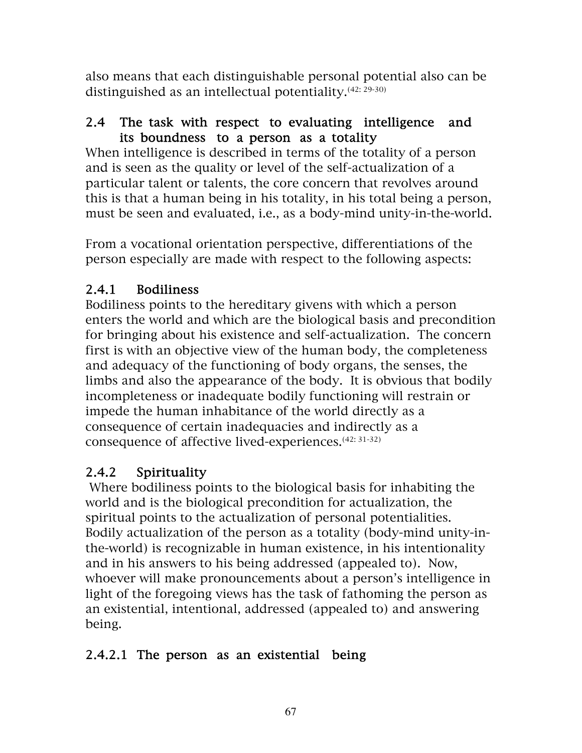also means that each distinguishable personal potential also can be distinguished as an intellectual potentiality.[42: 29-30]

## 2.4 The task with respect to evaluating intelligence and its boundness to a person as a totality

When intelligence is described in terms of the totality of a person and is seen as the quality or level of the self-actualization of a particular talent or talents, the core concern that revolves around this is that a human being in his totality, in his total being a person, must be seen and evaluated, i.e., as a body-mind unity-in-the-world.

From a vocational orientation perspective, differentiations of the person especially are made with respect to the following aspects:

### 2.4.1 Bodiliness

Bodiliness points to the hereditary givens with which a person enters the world and which are the biological basis and precondition for bringing about his existence and self-actualization. The concern first is with an objective view of the human body, the completeness and adequacy of the functioning of body organs, the senses, the limbs and also the appearance of the body. It is obvious that bodily incompleteness or inadequate bodily functioning will restrain or impede the human inhabitance of the world directly as a consequence of certain inadequacies and indirectly as a consequence of affective lived-experiences.[42: 31-32]

### 2.4.2 Spirituality

Where bodiliness points to the biological basis for inhabiting the world and is the biological precondition for actualization, the spiritual points to the actualization of personal potentialities. Bodily actualization of the person as a totality (body-mind unity-in-the-world) is recognizable in human existence, in his intentionality and in his answers to his being addressed (appealed to). Now, whoever will make pronouncements about a person's intelligence in light of the foregoing views has the task of fathoming the person as an existential, intentional, addressed (appealed to) and answering being.

#### 2.4.2.1 The person as an existential being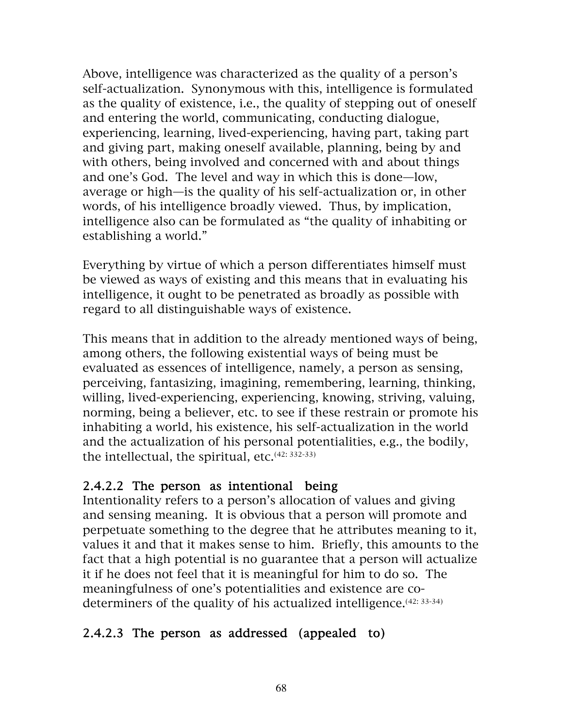Above, intelligence was characterized as the quality of a person's self-actualization. Synonymous with this, intelligence is formulated as the quality of existence, i.e., the quality of stepping out of oneself and entering the world, communicating, conducting dialogue, experiencing, learning, lived-experiencing, having part, taking part and giving part, making oneself available, planning, being by and with others, being involved and concerned with and about things and one's God. The level and way in which this is done—low, average or high—is the quality of his self-actualization or, in other words, of his intelligence broadly viewed. Thus, by implication, intelligence also can be formulated as "the quality of inhabiting or establishing a world."

Everything by virtue of which a person differentiates himself must be viewed as ways of existing and this means that in evaluating his intelligence, it ought to be penetrated as broadly as possible with regard to all distinguishable ways of existence.

This means that in addition to the already mentioned ways of being, among others, the following existential ways of being must be evaluated as essences of intelligence, namely, a person as sensing, perceiving, fantasizing, imagining, remembering, learning, thinking, willing, lived-experiencing, experiencing, knowing, striving, valuing, norming, being a believer, etc. to see if these restrain or promote his inhabiting a world, his existence, his self-actualization in the world and the actualization of his personal potentialities, e.g., the bodily, the intellectual, the spiritual, etc.(42: 332-33)

#### 2.4.2.2 The person as intentional being

Intentionality refers to a person's allocation of values and giving and sensing meaning. It is obvious that a person will promote and perpetuate something to the degree that he attributes meaning to it, values it and that it makes sense to him. Briefly, this amounts to the fact that a high potential is no guarantee that a person will actualize it if he does not feel that it is meaningful for him to do so. The meaningfulness of one's potentialities and existence are co-determiners of the quality of his actualized intelligence.(42: 33-34)

#### 2.4.2.3 The person as addressed (appealed to)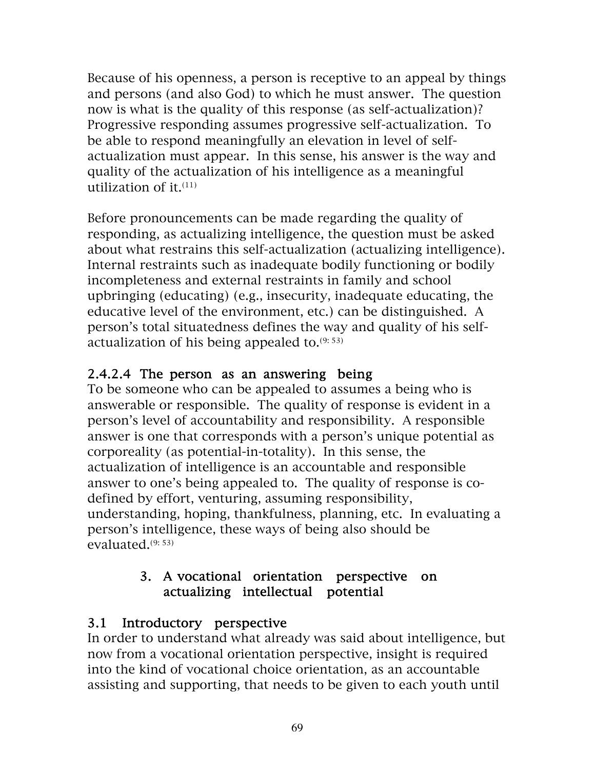Because of his openness, a person is receptive to an appeal by things and persons (and also God) to which he must answer. The question now is what is the quality of this response (as self-actualization)? Progressive responding assumes progressive self-actualization. To be able to respond meaningfully an elevation in level of self-actualization must appear. In this sense, his answer is the way and quality of the actualization of his intelligence as a meaningful utilization of it.[(11)]

Before pronouncements can be made regarding the quality of responding, as actualizing intelligence, the question must be asked about what restrains this self-actualization (actualizing intelligence). Internal restraints such as inadequate bodily functioning or bodily incompleteness and external restraints in family and school upbringing (educating) (e.g., insecurity, inadequate educating, the educative level of the environment, etc.) can be distinguished. A person's total situatedness defines the way and quality of his self-actualization of his being appealed to.[(9: 53)]

#### 2.4.2.4 The person as an answering being

To be someone who can be appealed to assumes a being who is answerable or responsible. The quality of response is evident in a person's level of accountability and responsibility. A responsible answer is one that corresponds with a person's unique potential as corporeality (as potential-in-totality). In this sense, the actualization of intelligence is an accountable and responsible answer to one's being appealed to. The quality of response is co-defined by effort, venturing, assuming responsibility, understanding, hoping, thankfulness, planning, etc. In evaluating a person's intelligence, these ways of being also should be evaluated.[(9: 53)]

## 3. A vocational orientation perspective on actualizing intellectual potential

### 3.1 Introductory perspective

In order to understand what already was said about intelligence, but now from a vocational orientation perspective, insight is required into the kind of vocational choice orientation, as an accountable assisting and supporting, that needs to be given to each youth until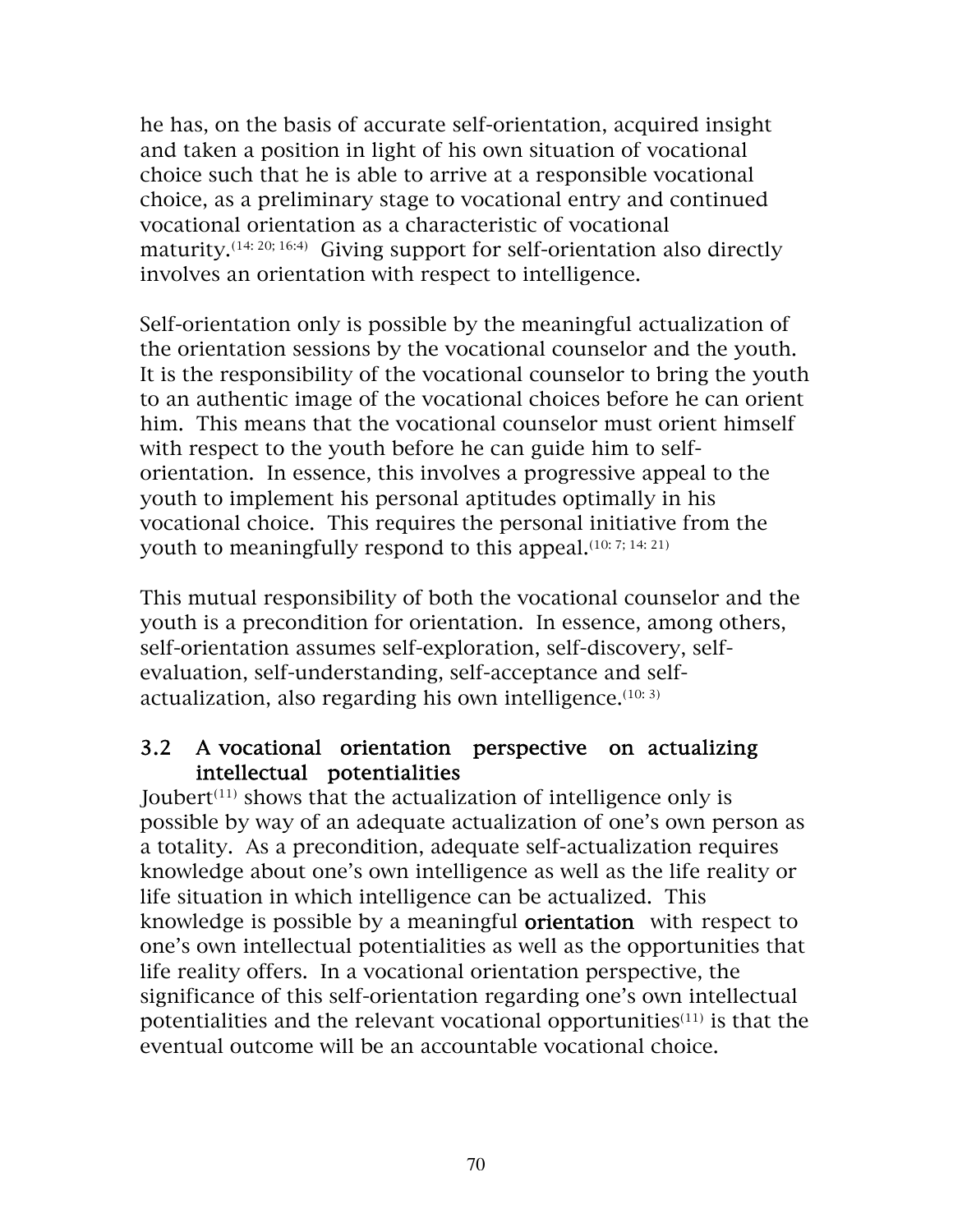he has, on the basis of accurate self-orientation, acquired insight and taken a position in light of his own situation of vocational choice such that he is able to arrive at a responsible vocational choice, as a preliminary stage to vocational entry and continued vocational orientation as a characteristic of vocational maturity.[14: 20; 16:4] Giving support for self-orientation also directly involves an orientation with respect to intelligence.

Self-orientation only is possible by the meaningful actualization of the orientation sessions by the vocational counselor and the youth. It is the responsibility of the vocational counselor to bring the youth to an authentic image of the vocational choices before he can orient him. This means that the vocational counselor must orient himself with respect to the youth before he can guide him to self-orientation. In essence, this involves a progressive appeal to the youth to implement his personal aptitudes optimally in his vocational choice. This requires the personal initiative from the youth to meaningfully respond to this appeal.[10: 7; 14: 21]

This mutual responsibility of both the vocational counselor and the youth is a precondition for orientation. In essence, among others, self-orientation assumes self-exploration, self-discovery, self-evaluation, self-understanding, self-acceptance and self-actualization, also regarding his own intelligence.[10: 3]

### 3.2 A vocational orientation perspective on actualizing intellectual potentialities

Joubert[11] shows that the actualization of intelligence only is possible by way of an adequate actualization of one's own person as a totality. As a precondition, adequate self-actualization requires knowledge about one's own intelligence as well as the life reality or life situation in which intelligence can be actualized. This knowledge is possible by a meaningful **orientation** with respect to one's own intellectual potentialities as well as the opportunities that life reality offers. In a vocational orientation perspective, the significance of this self-orientation regarding one's own intellectual potentialities and the relevant vocational opportunities[11] is that the eventual outcome will be an accountable vocational choice.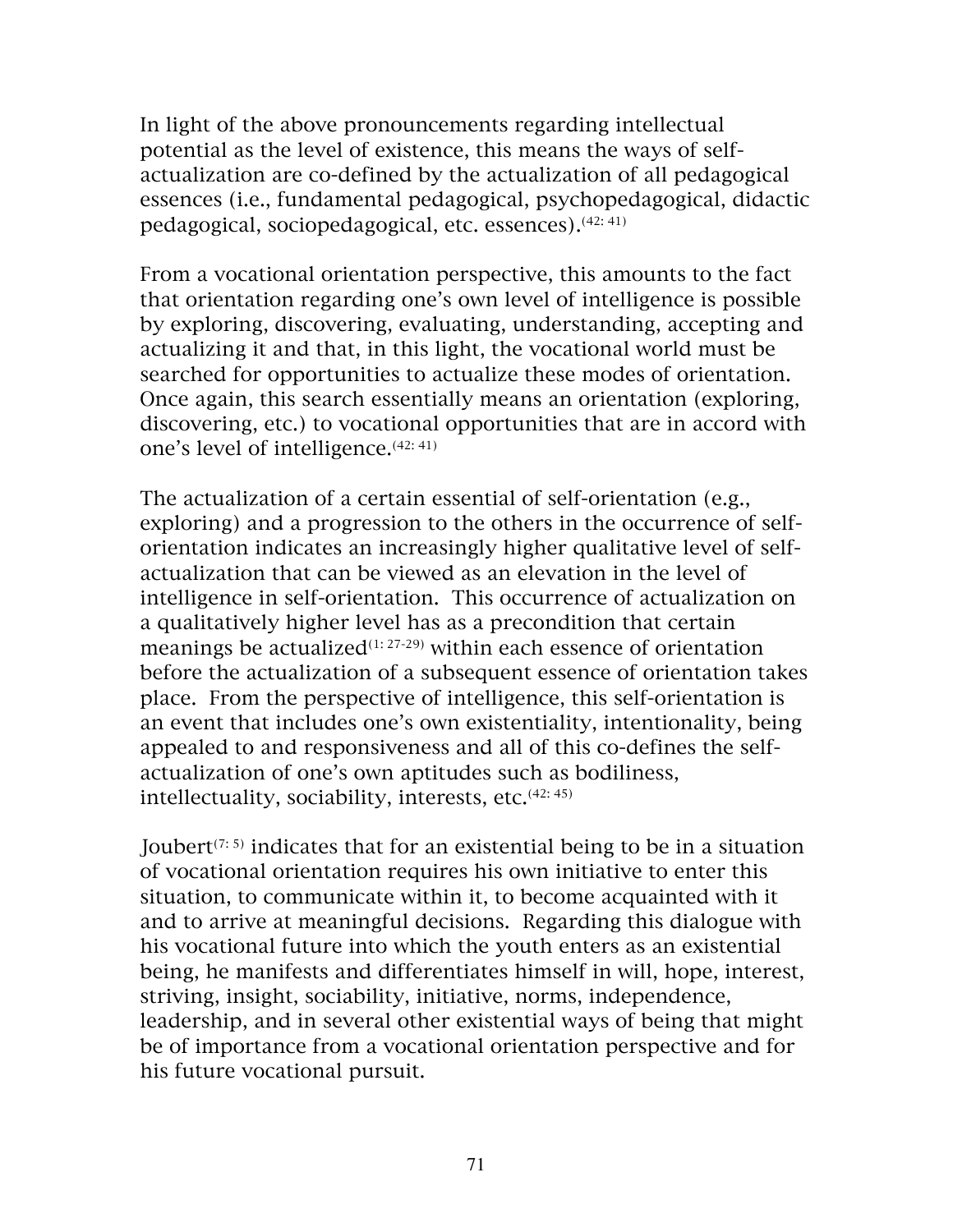In light of the above pronouncements regarding intellectual potential as the level of existence, this means the ways of self-actualization are co-defined by the actualization of all pedagogical essences (i.e., fundamental pedagogical, psychopedagogical, didactic pedagogical, sociopedagogical, etc. essences).[42: 41]

From a vocational orientation perspective, this amounts to the fact that orientation regarding one's own level of intelligence is possible by exploring, discovering, evaluating, understanding, accepting and actualizing it and that, in this light, the vocational world must be searched for opportunities to actualize these modes of orientation. Once again, this search essentially means an orientation (exploring, discovering, etc.) to vocational opportunities that are in accord with one's level of intelligence.[42: 41]

The actualization of a certain essential of self-orientation (e.g., exploring) and a progression to the others in the occurrence of self-orientation indicates an increasingly higher qualitative level of self-actualization that can be viewed as an elevation in the level of intelligence in self-orientation. This occurrence of actualization on a qualitatively higher level has as a precondition that certain meanings be actualized[1: 27-29] within each essence of orientation before the actualization of a subsequent essence of orientation takes place. From the perspective of intelligence, this self-orientation is an event that includes one's own existentiality, intentionality, being appealed to and responsiveness and all of this co-defines the self-actualization of one's own aptitudes such as bodiliness, intellectuality, sociability, interests, etc.[42: 45]

Joubert[7: 5] indicates that for an existential being to be in a situation of vocational orientation requires his own initiative to enter this situation, to communicate within it, to become acquainted with it and to arrive at meaningful decisions. Regarding this dialogue with his vocational future into which the youth enters as an existential being, he manifests and differentiates himself in will, hope, interest, striving, insight, sociability, initiative, norms, independence, leadership, and in several other existential ways of being that might be of importance from a vocational orientation perspective and for his future vocational pursuit.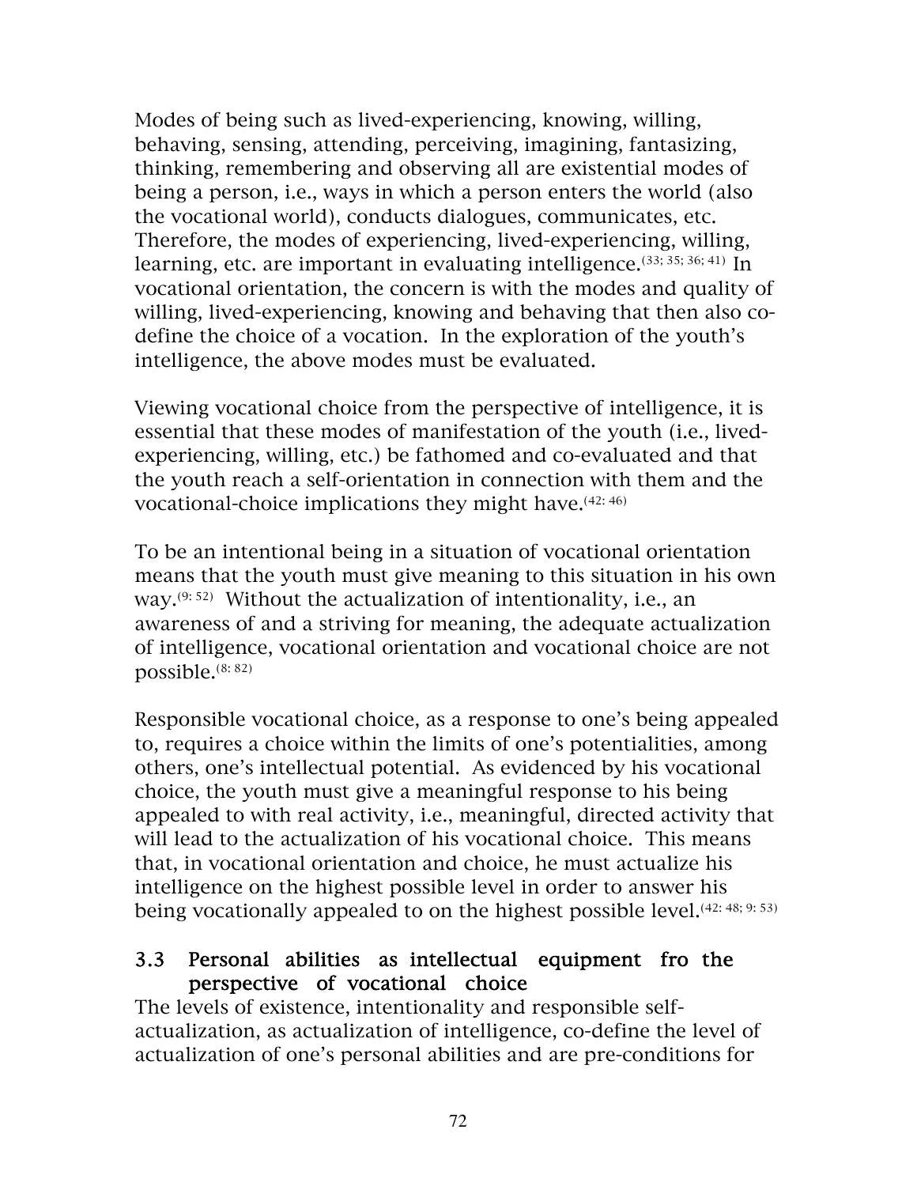Modes of being such as lived-experiencing, knowing, willing, behaving, sensing, attending, perceiving, imagining, fantasizing, thinking, remembering and observing all are existential modes of being a person, i.e., ways in which a person enters the world (also the vocational world), conducts dialogues, communicates, etc. Therefore, the modes of experiencing, lived-experiencing, willing, learning, etc. are important in evaluating intelligence.[33; 35; 36; 41] In vocational orientation, the concern is with the modes and quality of willing, lived-experiencing, knowing and behaving that then also co-define the choice of a vocation. In the exploration of the youth's intelligence, the above modes must be evaluated.

Viewing vocational choice from the perspective of intelligence, it is essential that these modes of manifestation of the youth (i.e., lived-experiencing, willing, etc.) be fathomed and co-evaluated and that the youth reach a self-orientation in connection with them and the vocational-choice implications they might have.[42: 46]

To be an intentional being in a situation of vocational orientation means that the youth must give meaning to this situation in his own way.[9: 52] Without the actualization of intentionality, i.e., an awareness of and a striving for meaning, the adequate actualization of intelligence, vocational orientation and vocational choice are not possible.[8: 82]

Responsible vocational choice, as a response to one's being appealed to, requires a choice within the limits of one's potentialities, among others, one's intellectual potential. As evidenced by his vocational choice, the youth must give a meaningful response to his being appealed to with real activity, i.e., meaningful, directed activity that will lead to the actualization of his vocational choice. This means that, in vocational orientation and choice, he must actualize his intelligence on the highest possible level in order to answer his being vocationally appealed to on the highest possible level.[42: 48; 9: 53]

### 3.3 Personal abilities as intellectual equipment fro the perspective of vocational choice

The levels of existence, intentionality and responsible self-actualization, as actualization of intelligence, co-define the level of actualization of one's personal abilities and are pre-conditions for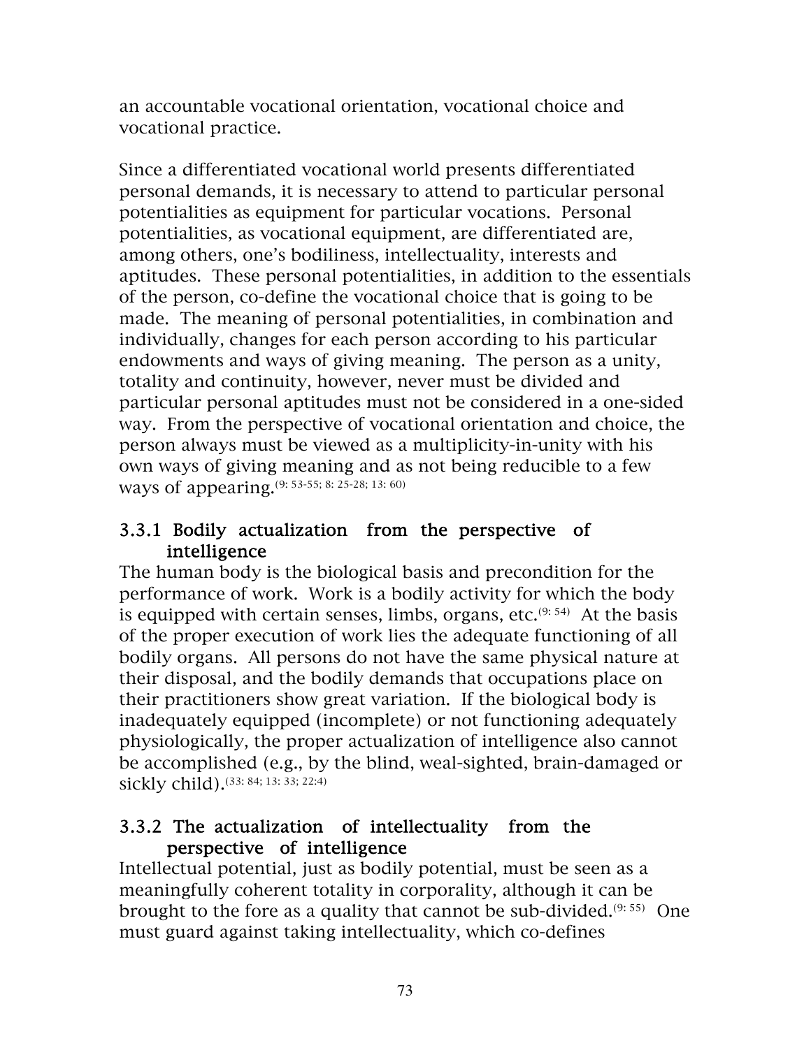an accountable vocational orientation, vocational choice and vocational practice.

Since a differentiated vocational world presents differentiated personal demands, it is necessary to attend to particular personal potentialities as equipment for particular vocations. Personal potentialities, as vocational equipment, are differentiated are, among others, one's bodiliness, intellectuality, interests and aptitudes. These personal potentialities, in addition to the essentials of the person, co-define the vocational choice that is going to be made. The meaning of personal potentialities, in combination and individually, changes for each person according to his particular endowments and ways of giving meaning. The person as a unity, totality and continuity, however, never must be divided and particular personal aptitudes must not be considered in a one-sided way. From the perspective of vocational orientation and choice, the person always must be viewed as a multiplicity-in-unity with his own ways of giving meaning and as not being reducible to a few ways of appearing.[9: 53-55; 8: 25-28; 13: 60]

### 3.3.1 Bodily actualization from the perspective of intelligence

The human body is the biological basis and precondition for the performance of work. Work is a bodily activity for which the body is equipped with certain senses, limbs, organs, etc.[9: 54] At the basis of the proper execution of work lies the adequate functioning of all bodily organs. All persons do not have the same physical nature at their disposal, and the bodily demands that occupations place on their practitioners show great variation. If the biological body is inadequately equipped (incomplete) or not functioning adequately physiologically, the proper actualization of intelligence also cannot be accomplished (e.g., by the blind, weal-sighted, brain-damaged or sickly child).[33: 84; 13: 33; 22:4]

### 3.3.2 The actualization of intellectuality from the perspective of intelligence

Intellectual potential, just as bodily potential, must be seen as a meaningfully coherent totality in corporality, although it can be brought to the fore as a quality that cannot be sub-divided.[9: 55] One must guard against taking intellectuality, which co-defines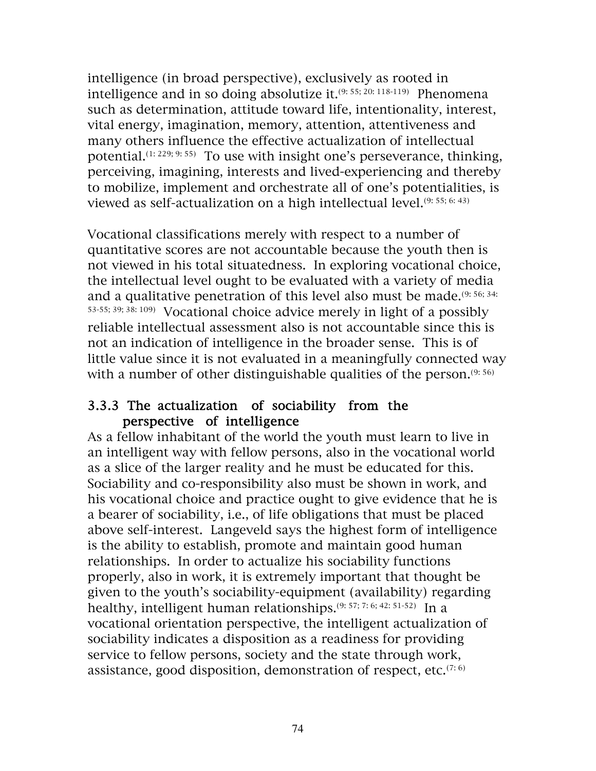intelligence (in broad perspective), exclusively as rooted in intelligence and in so doing absolutize it.[9: 55; 20: 118-119] Phenomena such as determination, attitude toward life, intentionality, interest, vital energy, imagination, memory, attention, attentiveness and many others influence the effective actualization of intellectual potential.[1: 229; 9: 55] To use with insight one's perseverance, thinking, perceiving, imagining, interests and lived-experiencing and thereby to mobilize, implement and orchestrate all of one's potentialities, is viewed as self-actualization on a high intellectual level.[9: 55; 6: 43]

Vocational classifications merely with respect to a number of quantitative scores are not accountable because the youth then is not viewed in his total situatedness. In exploring vocational choice, the intellectual level ought to be evaluated with a variety of media and a qualitative penetration of this level also must be made.[9: 56; 34: 53-55; 39; 38: 109] Vocational choice advice merely in light of a possibly reliable intellectual assessment also is not accountable since this is not an indication of intelligence in the broader sense. This is of little value since it is not evaluated in a meaningfully connected way with a number of other distinguishable qualities of the person.[9: 56]

### 3.3.3 The actualization of sociability from the perspective of intelligence

As a fellow inhabitant of the world the youth must learn to live in an intelligent way with fellow persons, also in the vocational world as a slice of the larger reality and he must be educated for this. Sociability and co-responsibility also must be shown in work, and his vocational choice and practice ought to give evidence that he is a bearer of sociability, i.e., of life obligations that must be placed above self-interest. Langeveld says the highest form of intelligence is the ability to establish, promote and maintain good human relationships. In order to actualize his sociability functions properly, also in work, it is extremely important that thought be given to the youth's sociability-equipment (availability) regarding healthy, intelligent human relationships.[9: 57; 7: 6; 42: 51-52] In a vocational orientation perspective, the intelligent actualization of sociability indicates a disposition as a readiness for providing service to fellow persons, society and the state through work, assistance, good disposition, demonstration of respect, etc.[7: 6]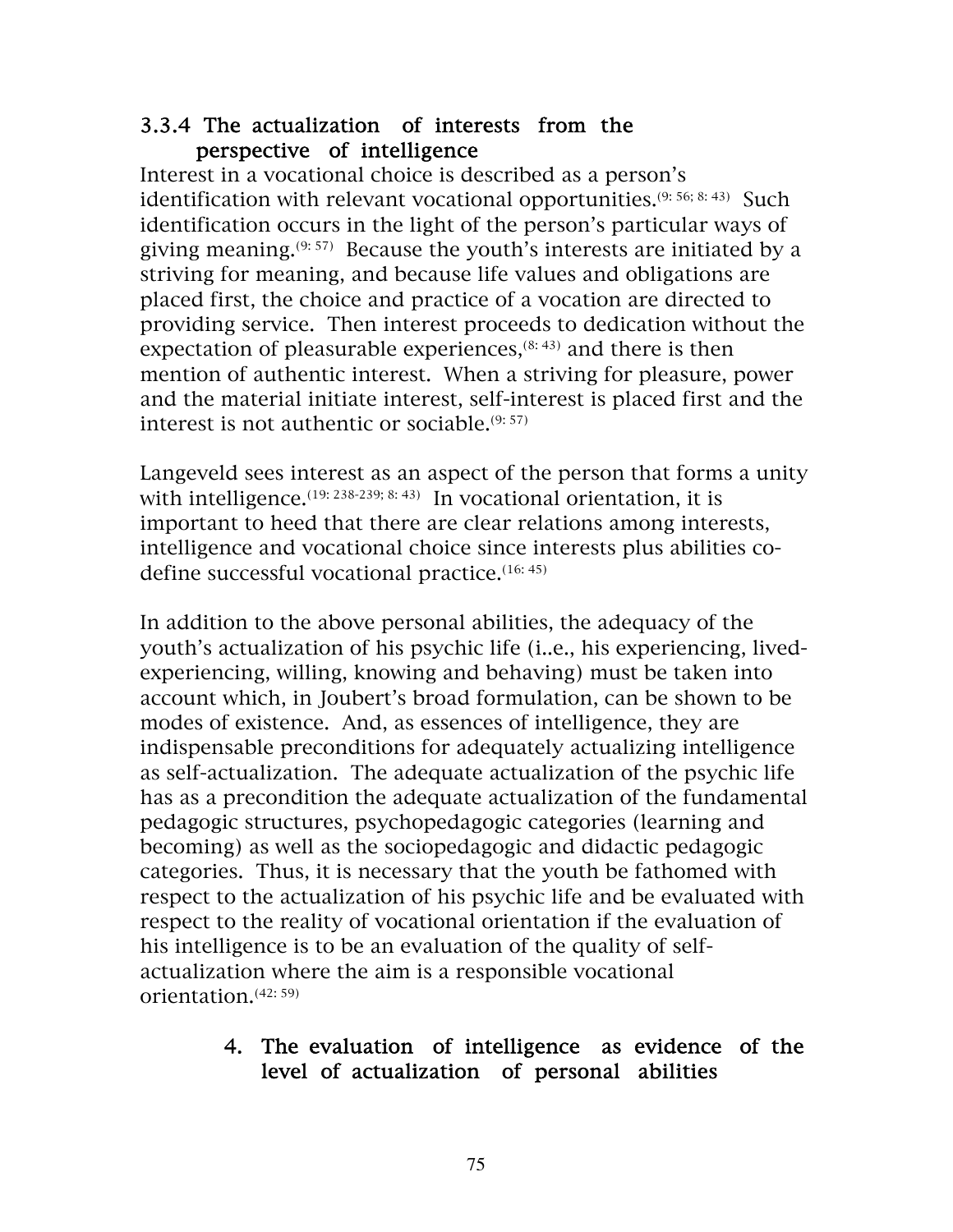### 3.3.4 The actualization of interests from the perspective of intelligence

Interest in a vocational choice is described as a person's identification with relevant vocational opportunities.[9: 56; 8: 43] Such identification occurs in the light of the person's particular ways of giving meaning.[9: 57] Because the youth's interests are initiated by a striving for meaning, and because life values and obligations are placed first, the choice and practice of a vocation are directed to providing service. Then interest proceeds to dedication without the expectation of pleasurable experiences,[8: 43] and there is then mention of authentic interest. When a striving for pleasure, power and the material initiate interest, self-interest is placed first and the interest is not authentic or sociable.[9: 57]

Langeveld sees interest as an aspect of the person that forms a unity with intelligence.[19: 238-239; 8: 43] In vocational orientation, it is important to heed that there are clear relations among interests, intelligence and vocational choice since interests plus abilities co-define successful vocational practice.[16: 45]

In addition to the above personal abilities, the adequacy of the youth's actualization of his psychic life (i..e., his experiencing, lived-experiencing, willing, knowing and behaving) must be taken into account which, in Joubert's broad formulation, can be shown to be modes of existence. And, as essences of intelligence, they are indispensable preconditions for adequately actualizing intelligence as self-actualization. The adequate actualization of the psychic life has as a precondition the adequate actualization of the fundamental pedagogic structures, psychopedagogic categories (learning and becoming) as well as the sociopedagogic and didactic pedagogic categories. Thus, it is necessary that the youth be fathomed with respect to the actualization of his psychic life and be evaluated with respect to the reality of vocational orientation if the evaluation of his intelligence is to be an evaluation of the quality of self-actualization where the aim is a responsible vocational orientation.[42: 59]

## 4. The evaluation of intelligence as evidence of the level of actualization of personal abilities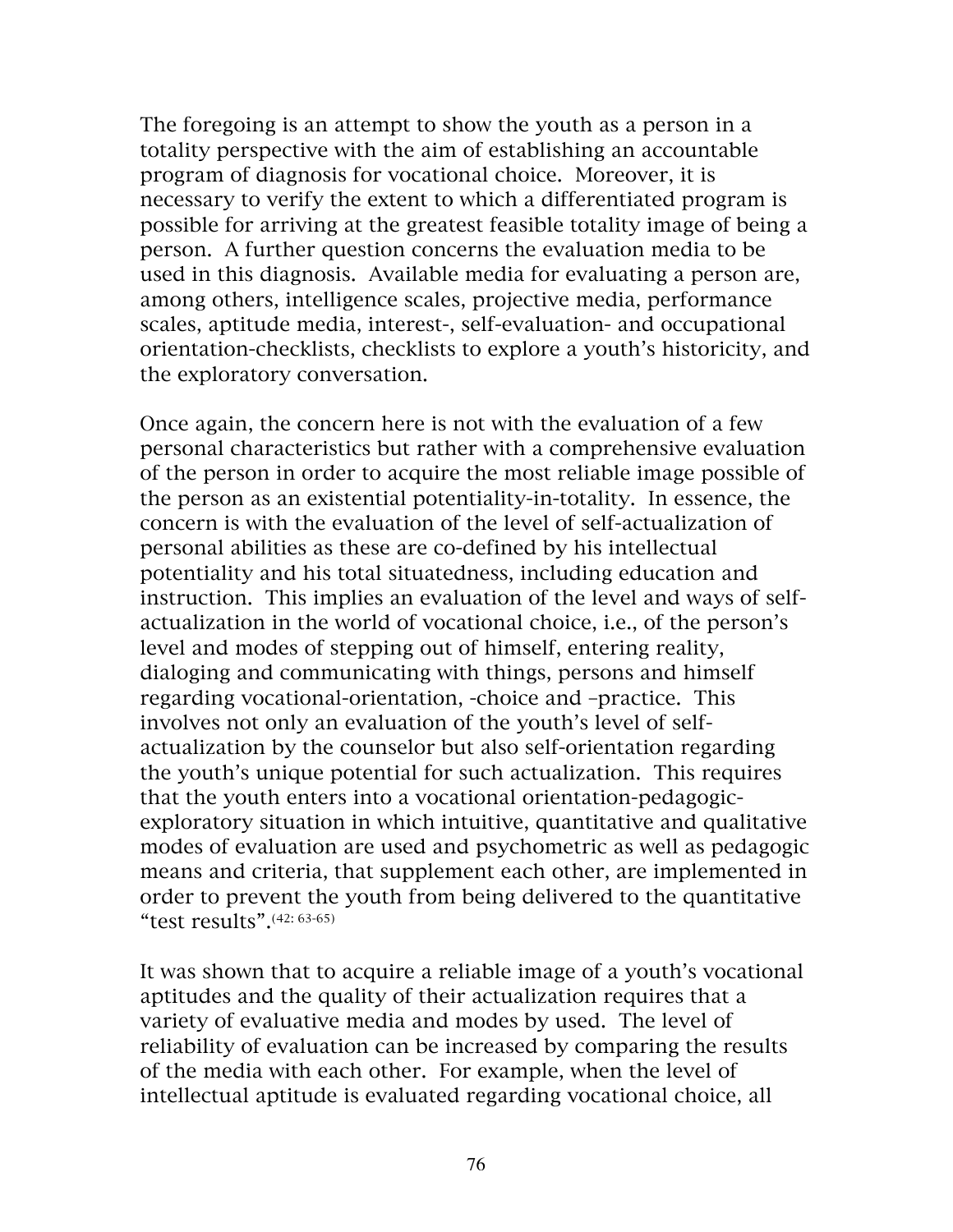The foregoing is an attempt to show the youth as a person in a totality perspective with the aim of establishing an accountable program of diagnosis for vocational choice. Moreover, it is necessary to verify the extent to which a differentiated program is possible for arriving at the greatest feasible totality image of being a person. A further question concerns the evaluation media to be used in this diagnosis. Available media for evaluating a person are, among others, intelligence scales, projective media, performance scales, aptitude media, interest-, self-evaluation- and occupational orientation-checklists, checklists to explore a youth's historicity, and the exploratory conversation.

Once again, the concern here is not with the evaluation of a few personal characteristics but rather with a comprehensive evaluation of the person in order to acquire the most reliable image possible of the person as an existential potentiality-in-totality. In essence, the concern is with the evaluation of the level of self-actualization of personal abilities as these are co-defined by his intellectual potentiality and his total situatedness, including education and instruction. This implies an evaluation of the level and ways of self-actualization in the world of vocational choice, i.e., of the person's level and modes of stepping out of himself, entering reality, dialoging and communicating with things, persons and himself regarding vocational-orientation, -choice and –practice. This involves not only an evaluation of the youth's level of self-actualization by the counselor but also self-orientation regarding the youth's unique potential for such actualization. This requires that the youth enters into a vocational orientation-pedagogic-exploratory situation in which intuitive, quantitative and qualitative modes of evaluation are used and psychometric as well as pedagogic means and criteria, that supplement each other, are implemented in order to prevent the youth from being delivered to the quantitative "test results".[42: 63-65]

It was shown that to acquire a reliable image of a youth's vocational aptitudes and the quality of their actualization requires that a variety of evaluative media and modes by used. The level of reliability of evaluation can be increased by comparing the results of the media with each other. For example, when the level of intellectual aptitude is evaluated regarding vocational choice, all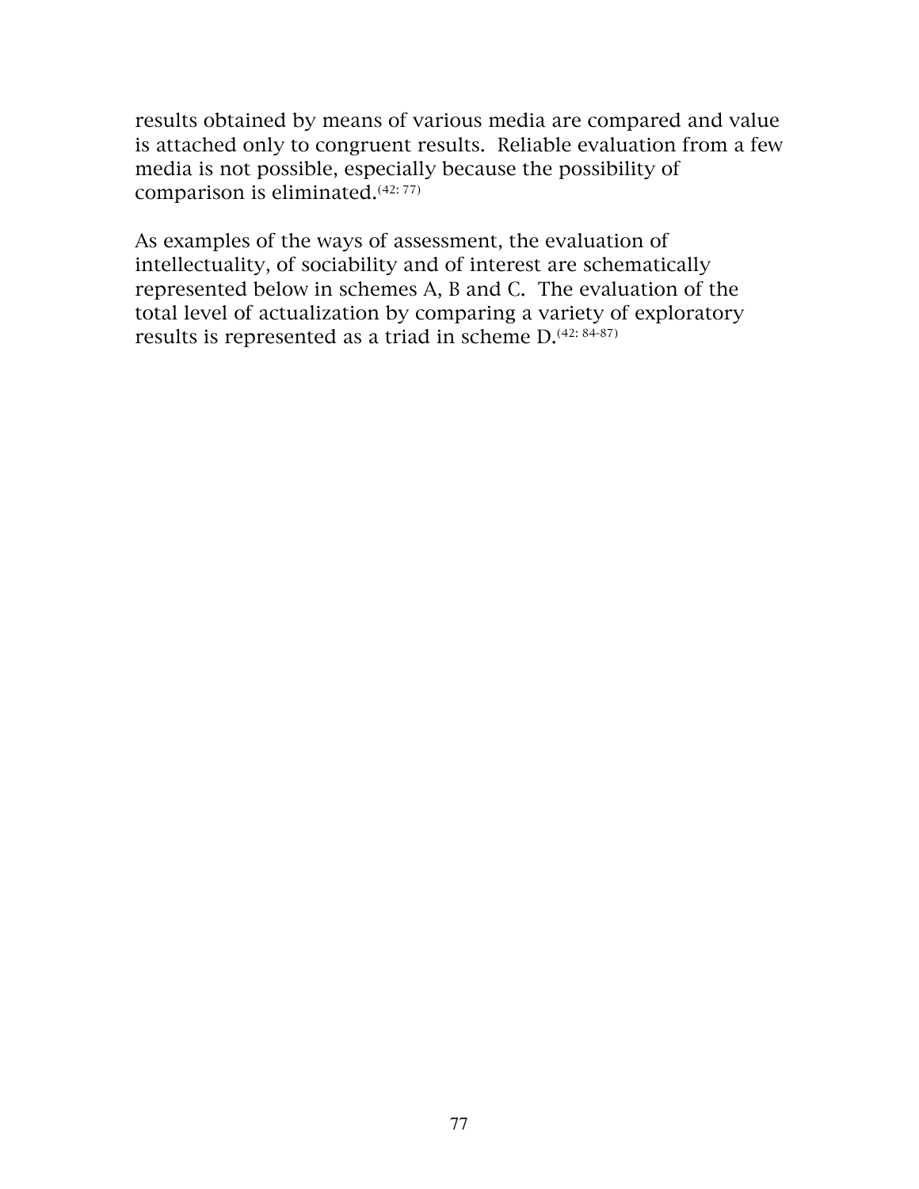results obtained by means of various media are compared and value is attached only to congruent results. Reliable evaluation from a few media is not possible, especially because the possibility of comparison is eliminated.[42: 77]

As examples of the ways of assessment, the evaluation of intellectuality, of sociability and of interest are schematically represented below in schemes A, B and C. The evaluation of the total level of actualization by comparing a variety of exploratory results is represented as a triad in scheme D.[42: 84-87]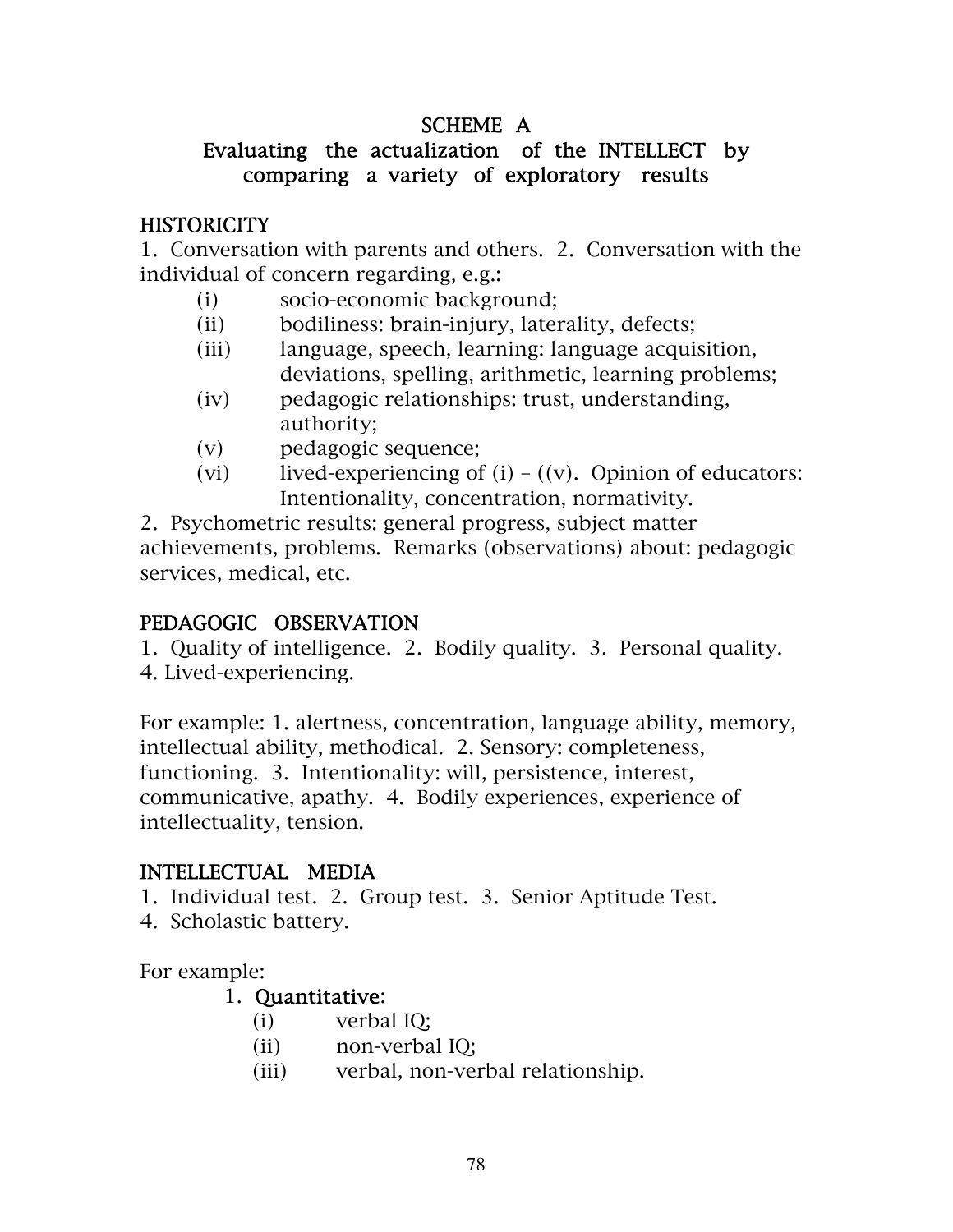## SCHEME A
### Evaluating the actualization of the INTELLECT by comparing a variety of exploratory results

**HISTORICITY**

1. Conversation with parents and others. 2. Conversation with the individual of concern regarding, e.g.:

- (i) socio-economic background;
- (ii) bodiliness: brain-injury, laterality, defects;
- (iii) language, speech, learning: language acquisition, deviations, spelling, arithmetic, learning problems;
- (iv) pedagogic relationships: trust, understanding, authority;
- (v) pedagogic sequence;
- (vi) lived-experiencing of (i) – ((v). Opinion of educators: Intentionality, concentration, normativity.

2. Psychometric results: general progress, subject matter achievements, problems. Remarks (observations) about: pedagogic services, medical, etc.

**PEDAGOGIC OBSERVATION**

1. Quality of intelligence. 2. Bodily quality. 3. Personal quality. 4. Lived-experiencing.

For example: 1. alertness, concentration, language ability, memory, intellectual ability, methodical. 2. Sensory: completeness, functioning. 3. Intentionality: will, persistence, interest, communicative, apathy. 4. Bodily experiences, experience of intellectuality, tension.

**INTELLECTUAL MEDIA**

1. Individual test. 2. Group test. 3. Senior Aptitude Test. 4. Scholastic battery.

For example:

1. **Quantitative**:
   - (i) verbal IQ;
   - (ii) non-verbal IQ;
   - (iii) verbal, non-verbal relationship.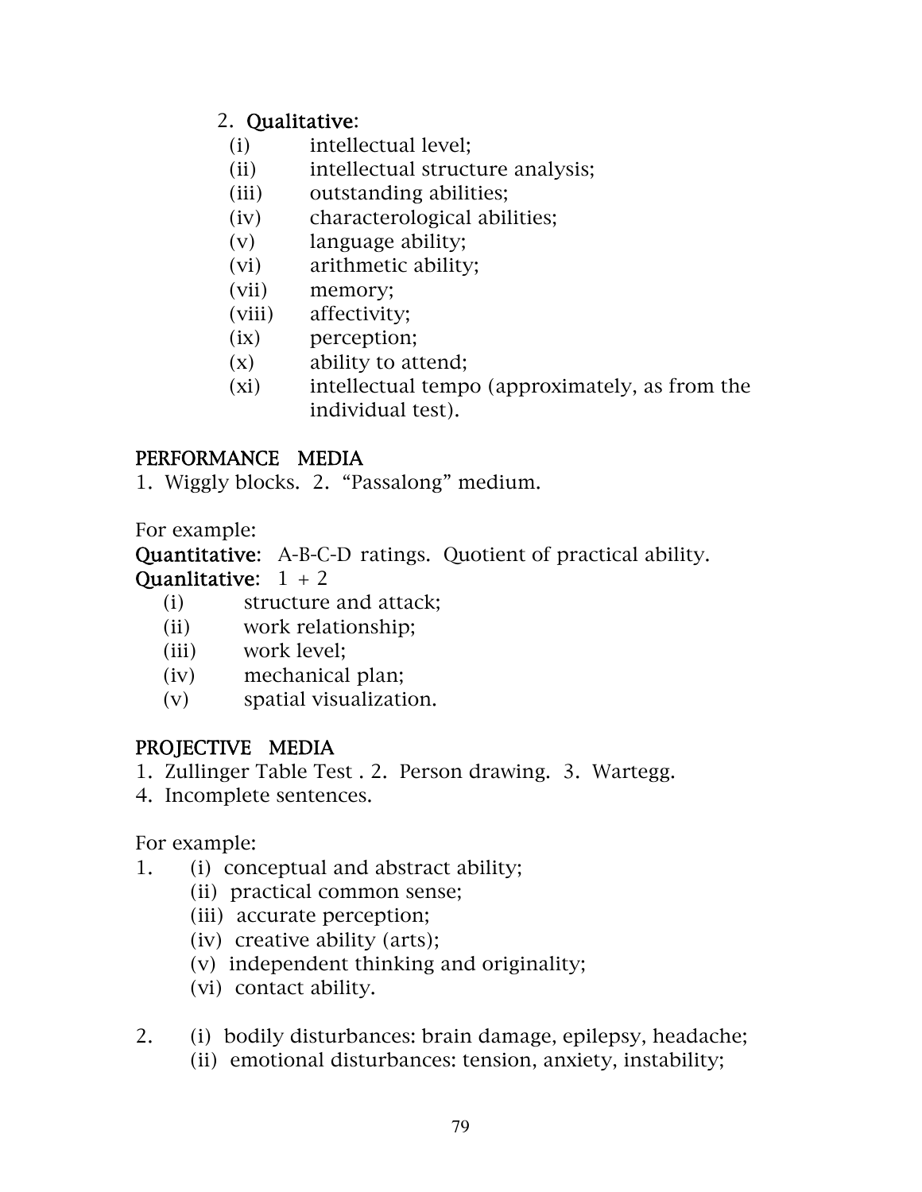2. **Qualitative**:
   - (i) intellectual level;
   - (ii) intellectual structure analysis;
   - (iii) outstanding abilities;
   - (iv) characterological abilities;
   - (v) language ability;
   - (vi) arithmetic ability;
   - (vii) memory;
   - (viii) affectivity;
   - (ix) perception;
   - (x) ability to attend;
   - (xi) intellectual tempo (approximately, as from the individual test).

**PERFORMANCE MEDIA**

1. Wiggly blocks. 2. "Passalong" medium.

For example:

**Quantitative**: A-B-C-D ratings. Quotient of practical ability.

**Quanlitative**: 1 + 2

- (i) structure and attack;
- (ii) work relationship;
- (iii) work level;
- (iv) mechanical plan;
- (v) spatial visualization.

**PROJECTIVE MEDIA**

1. Zullinger Table Test . 2. Person drawing. 3. Wartegg.
4. Incomplete sentences.

For example:

1. (i) conceptual and abstract ability;
   - (ii) practical common sense;
   - (iii) accurate perception;
   - (iv) creative ability (arts);
   - (v) independent thinking and originality;
   - (vi) contact ability.

2. (i) bodily disturbances: brain damage, epilepsy, headache;
   - (ii) emotional disturbances: tension, anxiety, instability;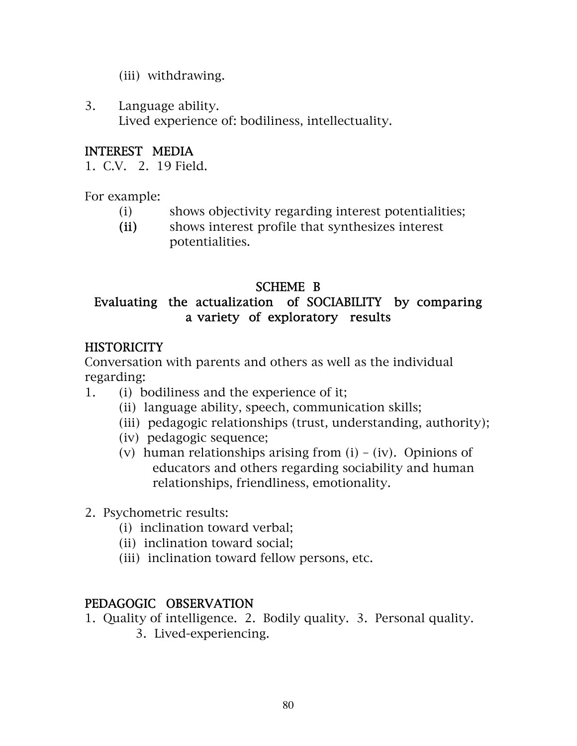(iii) withdrawing.

3. Language ability.
   Lived experience of: bodiliness, intellectuality.

**INTEREST MEDIA**
1. C.V. 2. 19 Field.

For example:
- (i) shows objectivity regarding interest potentialities;
- **(ii)** shows interest profile that synthesizes interest potentialities.

## SCHEME B
### Evaluating the actualization of SOCIABILITY by comparing a variety of exploratory results

**HISTORICITY**
Conversation with parents and others as well as the individual regarding:

1. (i) bodiliness and the experience of it;
   (ii) language ability, speech, communication skills;
   (iii) pedagogic relationships (trust, understanding, authority);
   (iv) pedagogic sequence;
   (v) human relationships arising from (i) – (iv). Opinions of educators and others regarding sociability and human relationships, friendliness, emotionality.

2. Psychometric results:
   (i) inclination toward verbal;
   (ii) inclination toward social;
   (iii) inclination toward fellow persons, etc.

**PEDAGOGIC OBSERVATION**
1. Quality of intelligence. 2. Bodily quality. 3. Personal quality.
   3. Lived-experiencing.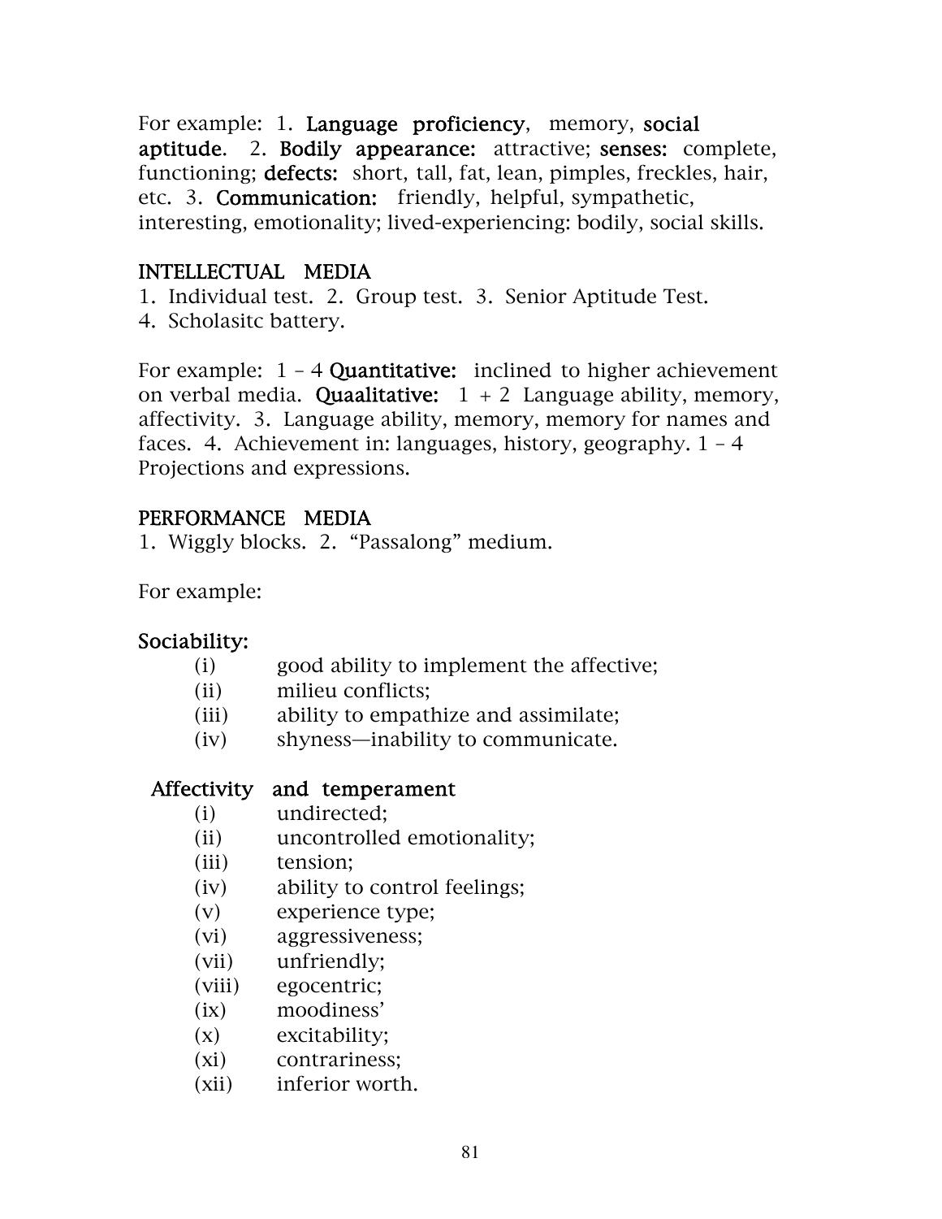For example: 1. **Language proficiency**, memory, **social aptitude**. 2. **Bodily appearance:** attractive; **senses:** complete, functioning; **defects:** short, tall, fat, lean, pimples, freckles, hair, etc. 3. **Communication:** friendly, helpful, sympathetic, interesting, emotionality; lived-experiencing: bodily, social skills.

## INTELLECTUAL MEDIA

1. Individual test. 2. Group test. 3. Senior Aptitude Test.
4. Scholasitc battery.

For example: 1 – 4 **Quantitative:** inclined to higher achievement on verbal media. **Quaalitative:** 1 + 2 Language ability, memory, affectivity. 3. Language ability, memory, memory for names and faces. 4. Achievement in: languages, history, geography. 1 – 4 Projections and expressions.

## PERFORMANCE MEDIA

1. Wiggly blocks. 2. "Passalong" medium.

For example:

**Sociability:**

- (i) good ability to implement the affective;
- (ii) milieu conflicts;
- (iii) ability to empathize and assimilate;
- (iv) shyness—inability to communicate.

**Affectivity and temperament**

- (i) undirected;
- (ii) uncontrolled emotionality;
- (iii) tension;
- (iv) ability to control feelings;
- (v) experience type;
- (vi) aggressiveness;
- (vii) unfriendly;
- (viii) egocentric;
- (ix) moodiness'
- (x) excitability;
- (xi) contrariness;
- (xii) inferior worth.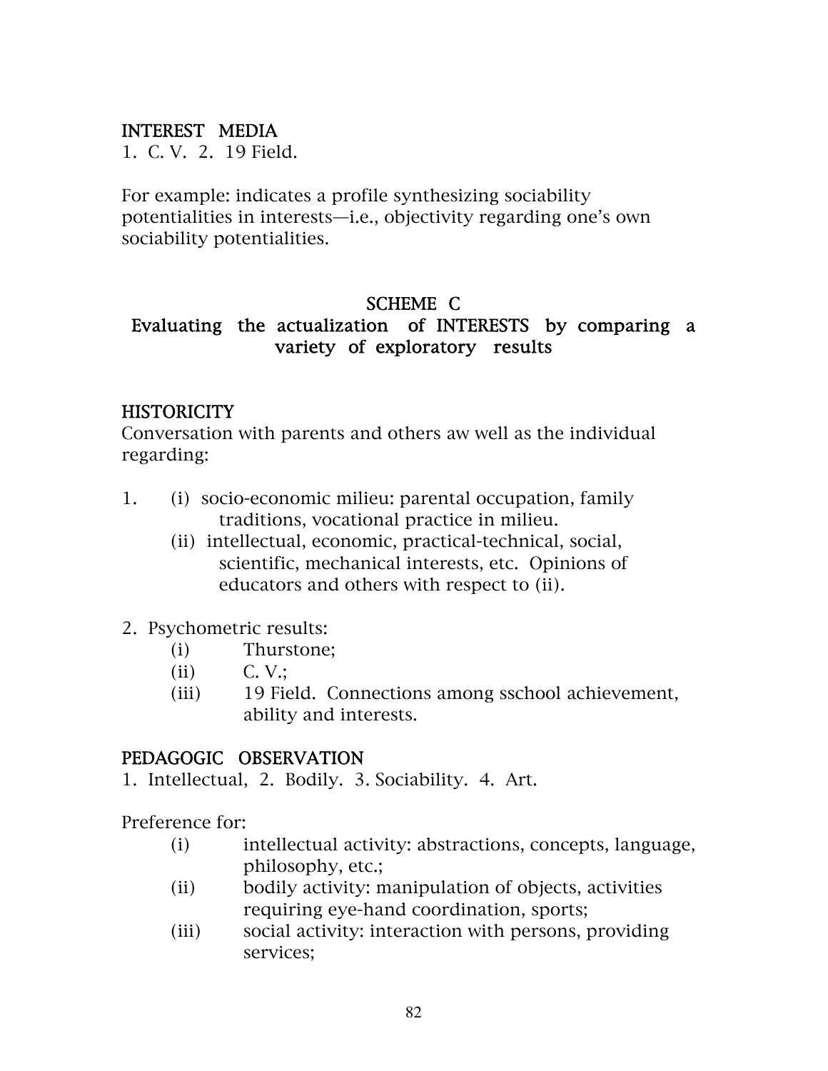INTEREST MEDIA
1. C. V. 2. 19 Field.

For example: indicates a profile synthesizing sociability potentialities in interests—i.e., objectivity regarding one's own sociability potentialities.

## SCHEME C
### Evaluating the actualization of INTERESTS by comparing a variety of exploratory results

HISTORICITY
Conversation with parents and others aw well as the individual regarding:

1. (i) socio-economic milieu: parental occupation, family traditions, vocational practice in milieu.
   (ii) intellectual, economic, practical-technical, social, scientific, mechanical interests, etc. Opinions of educators and others with respect to (ii).

2. Psychometric results:
   (i) Thurstone;
   (ii) C. V.;
   (iii) 19 Field. Connections among sschool achievement, ability and interests.

PEDAGOGIC OBSERVATION
1. Intellectual, 2. Bodily. 3. Sociability. 4. Art.

Preference for:
- (i) intellectual activity: abstractions, concepts, language, philosophy, etc.;
- (ii) bodily activity: manipulation of objects, activities requiring eye-hand coordination, sports;
- (iii) social activity: interaction with persons, providing services;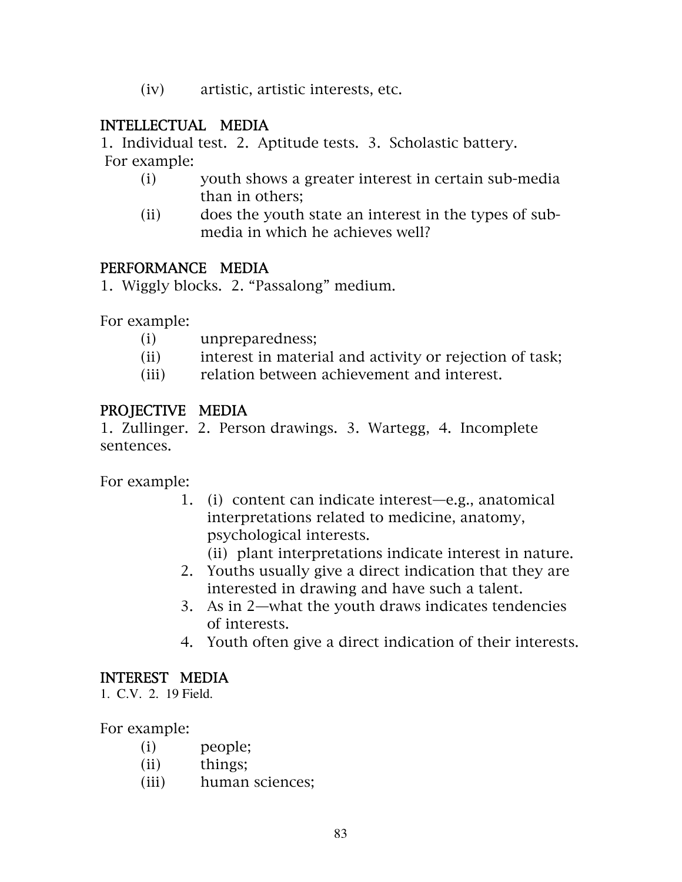(iv) artistic, artistic interests, etc.

## INTELLECTUAL MEDIA

1. Individual test. 2. Aptitude tests. 3. Scholastic battery.

For example:

- (i) youth shows a greater interest in certain sub-media than in others;
- (ii) does the youth state an interest in the types of sub-media in which he achieves well?

## PERFORMANCE MEDIA

1. Wiggly blocks. 2. "Passalong" medium.

For example:

- (i) unpreparedness;
- (ii) interest in material and activity or rejection of task;
- (iii) relation between achievement and interest.

## PROJECTIVE MEDIA

1. Zullinger. 2. Person drawings. 3. Wartegg, 4. Incomplete sentences.

For example:

1. (i) content can indicate interest—e.g., anatomical interpretations related to medicine, anatomy, psychological interests.
   (ii) plant interpretations indicate interest in nature.
2. Youths usually give a direct indication that they are interested in drawing and have such a talent.
3. As in 2—what the youth draws indicates tendencies of interests.
4. Youth often give a direct indication of their interests.

## INTEREST MEDIA

1. C.V. 2. 19 Field.

For example:

- (i) people;
- (ii) things;
- (iii) human sciences;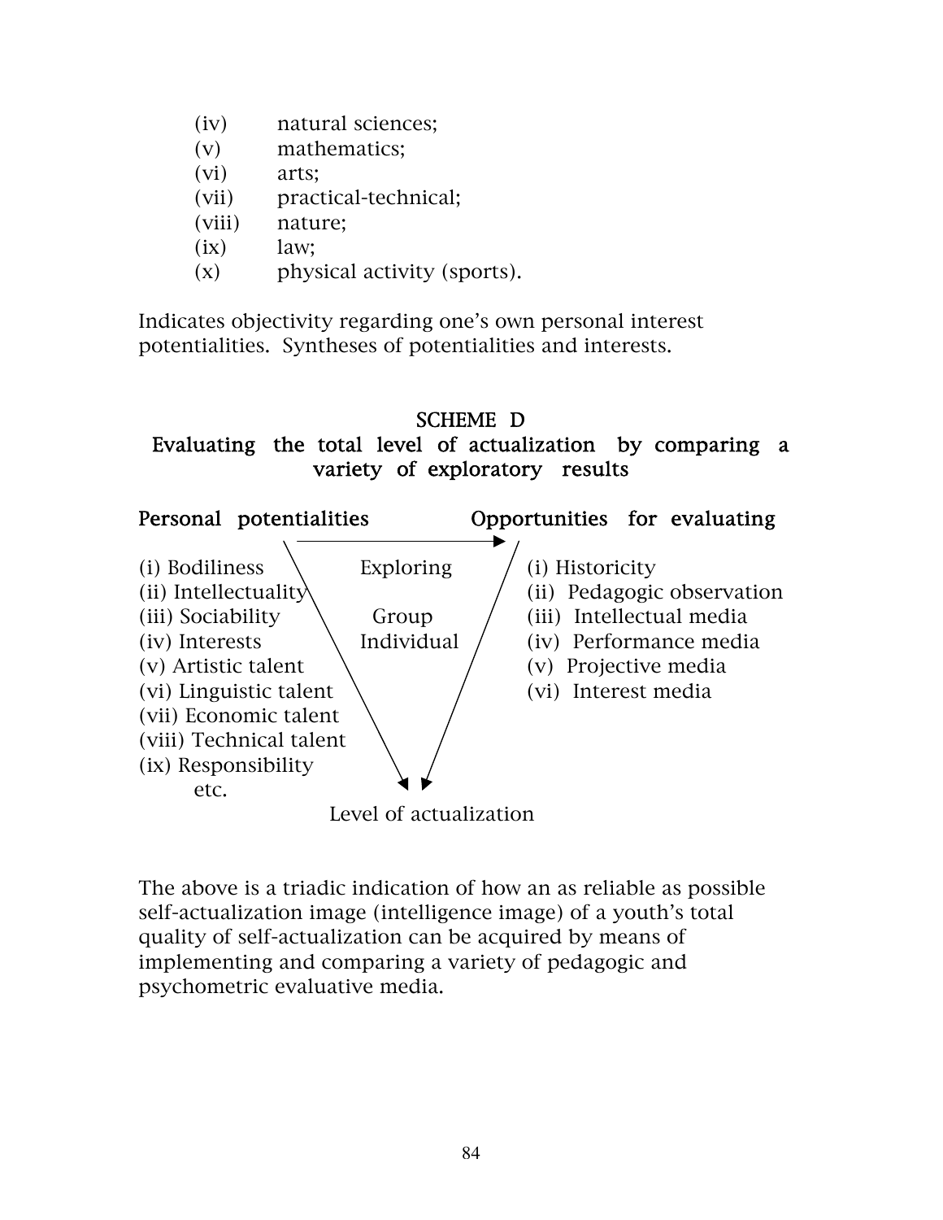(iv) natural sciences;
(v) mathematics;
(vi) arts;
(vii) practical-technical;
(viii) nature;
(ix) law;
(x) physical activity (sports).

Indicates objectivity regarding one's own personal interest potentialities. Syntheses of potentialities and interests.

## SCHEME D
## Evaluating the total level of actualization by comparing a variety of exploratory results

| Personal potentialities | | Opportunities for evaluating |
|---|---|---|
| (i) Bodiliness | Exploring | (i) Historicity |
| (ii) Intellectuality | | (ii) Pedagogic observation |
| (iii) Sociability | Group | (iii) Intellectual media |
| (iv) Interests | Individual | (iv) Performance media |
| (v) Artistic talent | | (v) Projective media |
| (vi) Linguistic talent | | (vi) Interest media |
| (vii) Economic talent | | |
| (viii) Technical talent | | |
| (ix) Responsibility etc. | | |

Level of actualization

The above is a triadic indication of how an as reliable as possible self-actualization image (intelligence image) of a youth's total quality of self-actualization can be acquired by means of implementing and comparing a variety of pedagogic and psychometric evaluative media.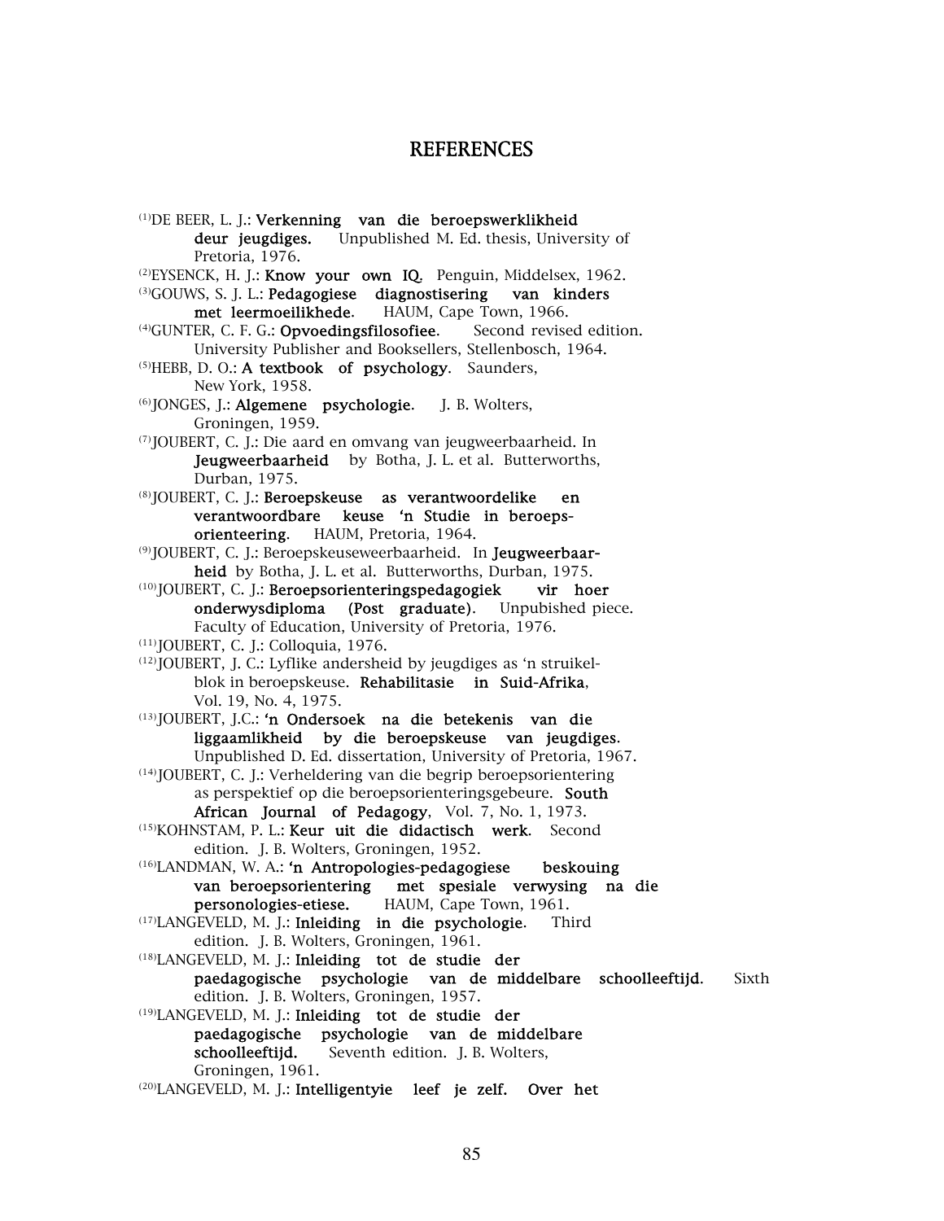# REFERENCES

[1]DE BEER, L. J.: **Verkenning van die beroepswerklikheid deur jeugdiges.** Unpublished M. Ed. thesis, University of Pretoria, 1976.

[2]EYSENCK, H. J.: **Know your own IQ.** Penguin, Middelsex, 1962.

[3]GOUWS, S. J. L.: **Pedagogiese diagnostisering van kinders met leermoeilikhede**. HAUM, Cape Town, 1966.

[4]GUNTER, C. F. G.: **Opvoedingsfilosofiee**. Second revised edition. University Publisher and Booksellers, Stellenbosch, 1964.

[5]HEBB, D. O.: **A textbook of psychology**. Saunders, New York, 1958.

[6]JONGES, J.: **Algemene psychologie**. J. B. Wolters, Groningen, 1959.

[7]JOUBERT, C. J.: Die aard en omvang van jeugweerbaarheid. In **Jeugweerbaarheid** by Botha, J. L. et al. Butterworths, Durban, 1975.

[8]JOUBERT, C. J.: **Beroepskeuse as verantwoordelike en verantwoordbare keuse 'n Studie in beroeps-orienteering.** HAUM, Pretoria, 1964.

[9]JOUBERT, C. J.: Beroepskeuseweerbaarheid. In **Jeugweerbaar-heid** by Botha, J. L. et al. Butterworths, Durban, 1975.

[10]JOUBERT, C. J.: **Beroepsorienteringspedagogiek vir hoer onderwysdiploma (Post graduate)**. Unpubished piece. Faculty of Education, University of Pretoria, 1976.

[11]JOUBERT, C. J.: Colloquia, 1976.

[12]JOUBERT, J. C.: Lyflike andersheid by jeugdiges as 'n struikel-blok in beroepskeuse. **Rehabilitasie in Suid-Afrika**, Vol. 19, No. 4, 1975.

[13]JOUBERT, J.C.: **'n Ondersoek na die betekenis van die liggaamlikheid by die beroepskeuse van jeugdiges**. Unpublished D. Ed. dissertation, University of Pretoria, 1967.

[14]JOUBERT, C. J.: Verheldering van die begrip beroepsorientering as perspektief op die beroepsorienteringsgebeure. **South African Journal of Pedagogy**, Vol. 7, No. 1, 1973.

[15]KOHNSTAM, P. L.: **Keur uit die didactisch werk**. Second edition. J. B. Wolters, Groningen, 1952.

[16]LANDMAN, W. A.: **'n Antropologies-pedagogiese beskouing van beroepsorientering met spesiale verwysing na die personologies-etiese.** HAUM, Cape Town, 1961.

[17]LANGEVELD, M. J.: **Inleiding in die psychologie**. Third edition. J. B. Wolters, Groningen, 1961.

[18]LANGEVELD, M. J.: **Inleiding tot de studie der paedagogische psychologie van de middelbare schoolleeftijd**. Sixth edition. J. B. Wolters, Groningen, 1957.

[19]LANGEVELD, M. J.: **Inleiding tot de studie der paedagogische psychologie van de middelbare schoolleeftijd.** Seventh edition. J. B. Wolters, Groningen, 1961.

[20]LANGEVELD, M. J.: **Intelligentyie leef je zelf. Over het**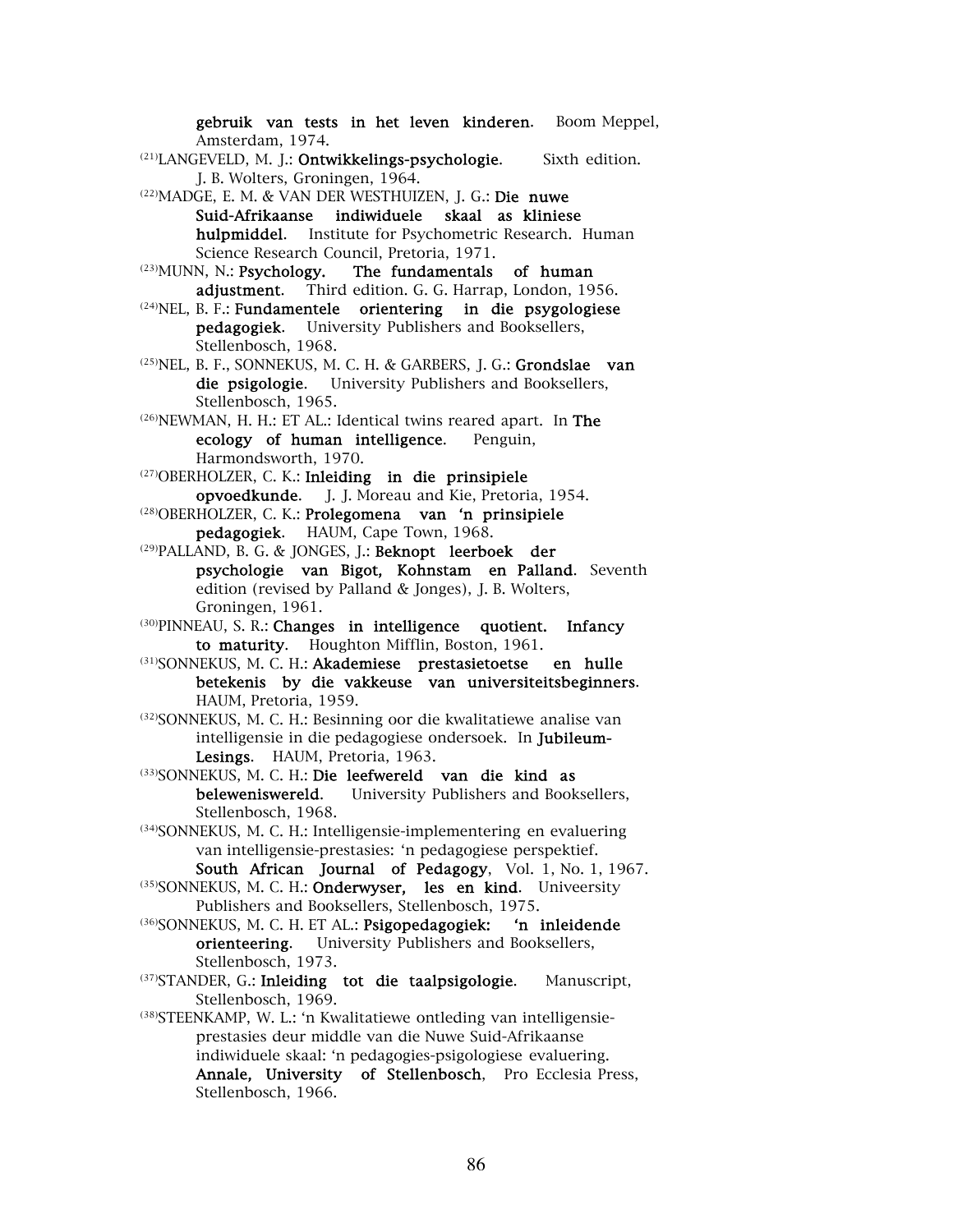**gebruik van tests in het leven kinderen**. Boom Meppel, Amsterdam, 1974.

[21]LANGEVELD, M. J.: **Ontwikkelings-psychologie**. Sixth edition. J. B. Wolters, Groningen, 1964.

[22]MADGE, E. M. & VAN DER WESTHUIZEN, J. G.: **Die nuwe Suid-Afrikaanse indiwiduele skaal as kliniese hulpmiddel**. Institute for Psychometric Research. Human Science Research Council, Pretoria, 1971.

[23]MUNN, N.: **Psychology. The fundamentals of human adjustment**. Third edition. G. G. Harrap, London, 1956.

[24]NEL, B. F.: **Fundamentele orientering in die psygologiese pedagogiek**. University Publishers and Booksellers, Stellenbosch, 1968.

[25]NEL, B. F., SONNEKUS, M. C. H. & GARBERS, J. G.: **Grondslae van die psigologie**. University Publishers and Booksellers, Stellenbosch, 1965.

[26]NEWMAN, H. H.: ET AL.: Identical twins reared apart. In **The ecology of human intelligence**. Penguin, Harmondsworth, 1970.

[27]OBERHOLZER, C. K.: **Inleiding in die prinsipiele opvoedkunde**. J. J. Moreau and Kie, Pretoria, 1954.

[28]OBERHOLZER, C. K.: **Prolegomena van 'n prinsipiele pedagogiek**. HAUM, Cape Town, 1968.

[29]PALLAND, B. G. & JONGES, J.: **Beknopt leerboek der psychologie van Bigot, Kohnstam en Palland**. Seventh edition (revised by Palland & Jonges), J. B. Wolters, Groningen, 1961.

[30]PINNEAU, S. R.: **Changes in intelligence quotient. Infancy to maturity**. Houghton Mifflin, Boston, 1961.

[31]SONNEKUS, M. C. H.: **Akademiese prestasietoetse en hulle betekenis by die vakkeuse van universiteitsbeginners**. HAUM, Pretoria, 1959.

[32]SONNEKUS, M. C. H.: Besinning oor die kwalitatiewe analise van intelligensie in die pedagogiese ondersoek. In **Jubileum-Lesings**. HAUM, Pretoria, 1963.

[33]SONNEKUS, M. C. H.: **Die leefwereld van die kind as belewenis­wereld**. University Publishers and Booksellers, Stellenbosch, 1968.

[34]SONNEKUS, M. C. H.: Intelligensie-implementering en evaluering van intelligensie-prestasies: 'n pedagogiese perspektief. **South African Journal of Pedagogy**, Vol. 1, No. 1, 1967.

[35]SONNEKUS, M. C. H.: **Onderwyser, les en kind**. Univeersity Publishers and Booksellers, Stellenbosch, 1975.

[36]SONNEKUS, M. C. H. ET AL.: **Psigopedagogiek: 'n inleidende orienteering**. University Publishers and Booksellers, Stellenbosch, 1973.

[37]STANDER, G.: **Inleiding tot die taalpsigologie**. Manuscript, Stellenbosch, 1969.

[38]STEENKAMP, W. L.: 'n Kwalitatiewe ontleding van intelligensie-prestasies deur middle van die Nuwe Suid-Afrikaanse indiwiduele skaal: 'n pedagogies-psigologiese evaluering. **Annale, University of Stellenbosch**, Pro Ecclesia Press, Stellenbosch, 1966.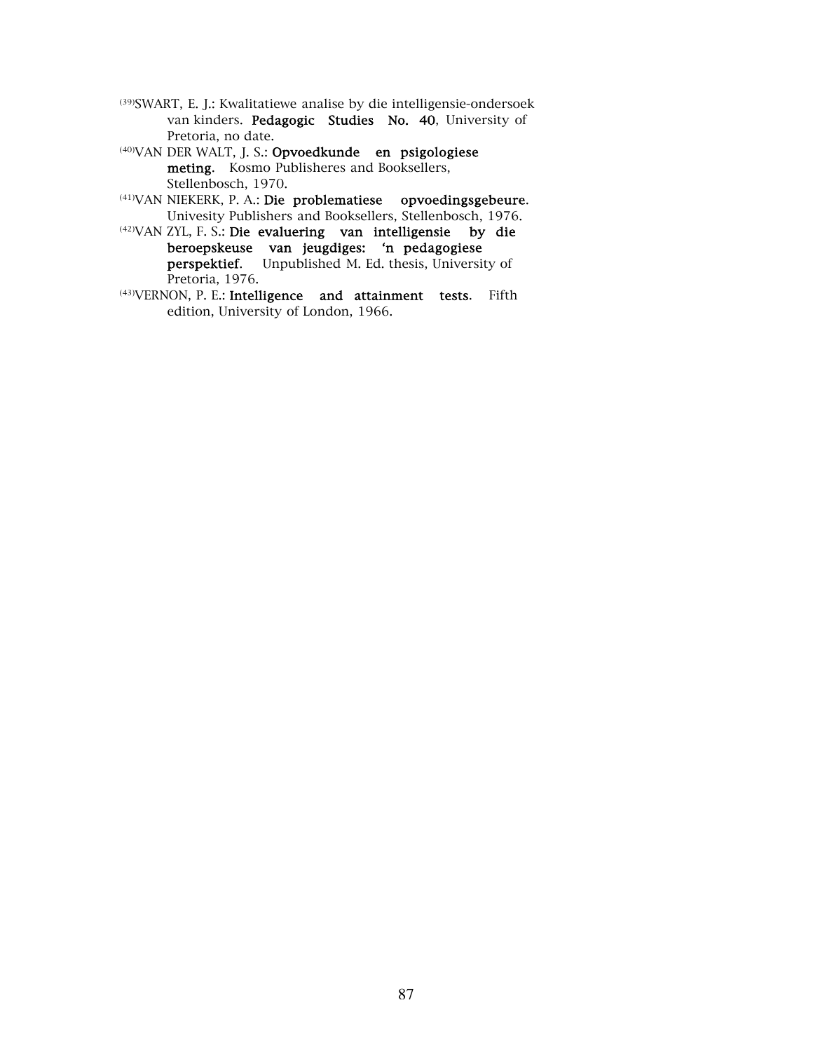[39]SWART, E. J.: Kwalitatiewe analise by die intelligensie-ondersoek van kinders. **Pedagogic Studies No. 40**, University of Pretoria, no date.

[40]VAN DER WALT, J. S.: **Opvoedkunde en psigologiese meting**. Kosmo Publisheres and Booksellers, Stellenbosch, 1970.

[41]VAN NIEKERK, P. A.: **Die problematiese opvoedingsgebeure**. Univesity Publishers and Booksellers, Stellenbosch, 1976.

[42]VAN ZYL, F. S.: **Die evaluering van intelligensie by die beroepskeuse van jeugdiges: 'n pedagogiese perspektief**. Unpublished M. Ed. thesis, University of Pretoria, 1976.

[43]VERNON, P. E.: **Intelligence and attainment tests**. Fifth edition, University of London, 1966.